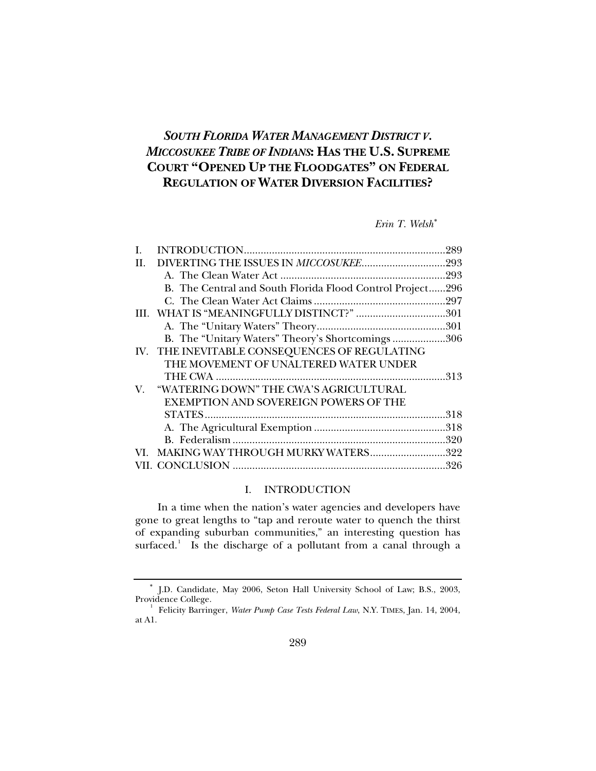# *SOUTH FLORIDA WATER MANAGEMENT DISTRICT V. MICCOSUKEE TRIBE OF INDIANS*: HAS THE U.S. SUPREME COURT "OPENED UP THE FLOODGATES" ON FEDERAL REGULATION OF WATER DIVERSION FACILITIES?

*Erin T. Welsh*[*]

| | | |
|---|---|---|
| I. | INTRODUCTION | 289 |
| II. | DIVERTING THE ISSUES IN *MICCOSUKEE* | 293 |
| | A. The Clean Water Act | 293 |
| | B. The Central and South Florida Flood Control Project | 296 |
| | C. The Clean Water Act Claims | 297 |
| III. | WHAT IS "MEANINGFULLY DISTINCT?" | 301 |
| | A. The "Unitary Waters" Theory | 301 |
| | B. The "Unitary Waters" Theory's Shortcomings | 306 |
| IV. | THE INEVITABLE CONSEQUENCES OF REGULATING THE MOVEMENT OF UNALTERED WATER UNDER THE CWA | 313 |
| V. | "WATERING DOWN" THE CWA'S AGRICULTURAL EXEMPTION AND SOVEREIGN POWERS OF THE STATES | 318 |
| | A. The Agricultural Exemption | 318 |
| | B. Federalism | 320 |
| VI. | MAKING WAY THROUGH MURKY WATERS | 322 |
| VII. | CONCLUSION | 326 |

## I. INTRODUCTION

In a time when the nation's water agencies and developers have gone to great lengths to "tap and reroute water to quench the thirst of expanding suburban communities," an interesting question has surfaced.[1] Is the discharge of a pollutant from a canal through a

---

[*] J.D. Candidate, May 2006, Seton Hall University School of Law; B.S., 2003, Providence College.

[1] Felicity Barringer, *Water Pump Case Tests Federal Law*, N.Y. TIMES, Jan. 14, 2004, at A1.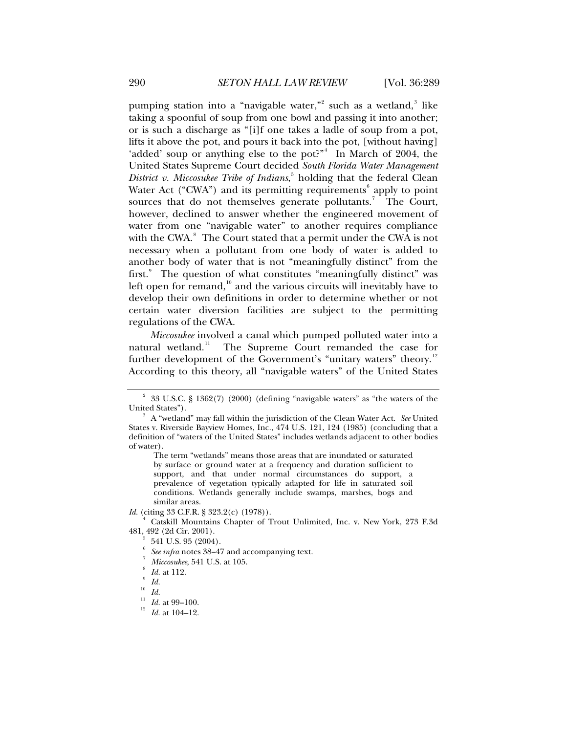pumping station into a "navigable water,"[2] such as a wetland,[3] like taking a spoonful of soup from one bowl and passing it into another; or is such a discharge as "[i]f one takes a ladle of soup from a pot, lifts it above the pot, and pours it back into the pot, [without having] 'added' soup or anything else to the pot?"[4] In March of 2004, the United States Supreme Court decided *South Florida Water Management District v. Miccosukee Tribe of Indians*,[5] holding that the federal Clean Water Act ("CWA") and its permitting requirements[6] apply to point sources that do not themselves generate pollutants.[7] The Court, however, declined to answer whether the engineered movement of water from one "navigable water" to another requires compliance with the CWA.[8] The Court stated that a permit under the CWA is not necessary when a pollutant from one body of water is added to another body of water that is not "meaningfully distinct" from the first.[9] The question of what constitutes "meaningfully distinct" was left open for remand,[10] and the various circuits will inevitably have to develop their own definitions in order to determine whether or not certain water diversion facilities are subject to the permitting regulations of the CWA.

*Miccosukee* involved a canal which pumped polluted water into a natural wetland.[11] The Supreme Court remanded the case for further development of the Government's "unitary waters" theory.[12] According to this theory, all "navigable waters" of the United States

---

[2] 33 U.S.C. § 1362(7) (2000) (defining "navigable waters" as "the waters of the United States").

[3] A "wetland" may fall within the jurisdiction of the Clean Water Act. *See* United States v. Riverside Bayview Homes, Inc., 474 U.S. 121, 124 (1985) (concluding that a definition of "waters of the United States" includes wetlands adjacent to other bodies of water).

> The term "wetlands" means those areas that are inundated or saturated by surface or ground water at a frequency and duration sufficient to support, and that under normal circumstances do support, a prevalence of vegetation typically adapted for life in saturated soil conditions. Wetlands generally include swamps, marshes, bogs and similar areas.

*Id.* (citing 33 C.F.R. § 323.2(c) (1978)).

[4] Catskill Mountains Chapter of Trout Unlimited, Inc. v. New York, 273 F.3d 481, 492 (2d Cir. 2001).

[5] 541 U.S. 95 (2004).

[6] *See infra* notes 38–47 and accompanying text.

[7] *Miccosukee*, 541 U.S. at 105.

[8] *Id.* at 112.

[9] *Id.*

[10] *Id.*

[11] *Id.* at 99–100.

[12] *Id.* at 104–12.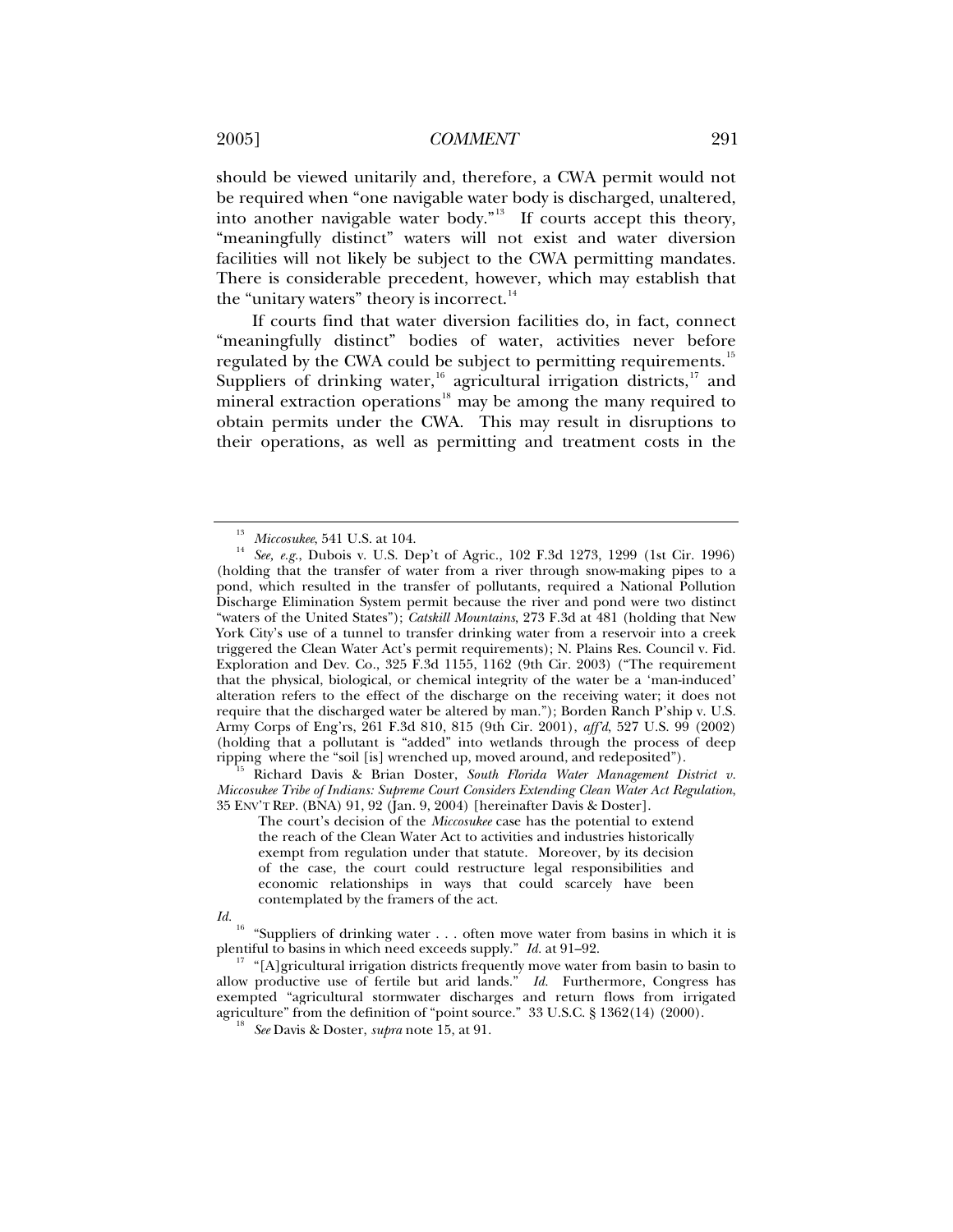should be viewed unitarily and, therefore, a CWA permit would not be required when "one navigable water body is discharged, unaltered, into another navigable water body."[13] If courts accept this theory, "meaningfully distinct" waters will not exist and water diversion facilities will not likely be subject to the CWA permitting mandates. There is considerable precedent, however, which may establish that the "unitary waters" theory is incorrect.[14]

If courts find that water diversion facilities do, in fact, connect "meaningfully distinct" bodies of water, activities never before regulated by the CWA could be subject to permitting requirements.[15] Suppliers of drinking water,[16] agricultural irrigation districts,[17] and mineral extraction operations[18] may be among the many required to obtain permits under the CWA. This may result in disruptions to their operations, as well as permitting and treatment costs in the

---

[13] *Miccosukee*, 541 U.S. at 104.

[14] *See, e.g.*, Dubois v. U.S. Dep't of Agric., 102 F.3d 1273, 1299 (1st Cir. 1996) (holding that the transfer of water from a river through snow-making pipes to a pond, which resulted in the transfer of pollutants, required a National Pollution Discharge Elimination System permit because the river and pond were two distinct "waters of the United States"); *Catskill Mountains*, 273 F.3d at 481 (holding that New York City's use of a tunnel to transfer drinking water from a reservoir into a creek triggered the Clean Water Act's permit requirements); N. Plains Res. Council v. Fid. Exploration and Dev. Co., 325 F.3d 1155, 1162 (9th Cir. 2003) ("The requirement that the physical, biological, or chemical integrity of the water be a 'man-induced' alteration refers to the effect of the discharge on the receiving water; it does not require that the discharged water be altered by man."); Borden Ranch P'ship v. U.S. Army Corps of Eng'rs, 261 F.3d 810, 815 (9th Cir. 2001), *aff'd*, 527 U.S. 99 (2002) (holding that a pollutant is "added" into wetlands through the process of deep ripping where the "soil [is] wrenched up, moved around, and redeposited").

[15] Richard Davis & Brian Doster, *South Florida Water Management District v. Miccosukee Tribe of Indians: Supreme Court Considers Extending Clean Water Act Regulation*, 35 ENV'T REP. (BNA) 91, 92 (Jan. 9, 2004) [hereinafter Davis & Doster].

> The court's decision of the *Miccosukee* case has the potential to extend the reach of the Clean Water Act to activities and industries historically exempt from regulation under that statute. Moreover, by its decision of the case, the court could restructure legal responsibilities and economic relationships in ways that could scarcely have been contemplated by the framers of the act.

*Id.*

[16] "Suppliers of drinking water . . . often move water from basins in which it is plentiful to basins in which need exceeds supply." *Id.* at 91–92.

[17] "[A]gricultural irrigation districts frequently move water from basin to basin to allow productive use of fertile but arid lands." *Id.* Furthermore, Congress has exempted "agricultural stormwater discharges and return flows from irrigated agriculture" from the definition of "point source." 33 U.S.C. § 1362(14) (2000).

[18] *See* Davis & Doster, *supra* note 15, at 91.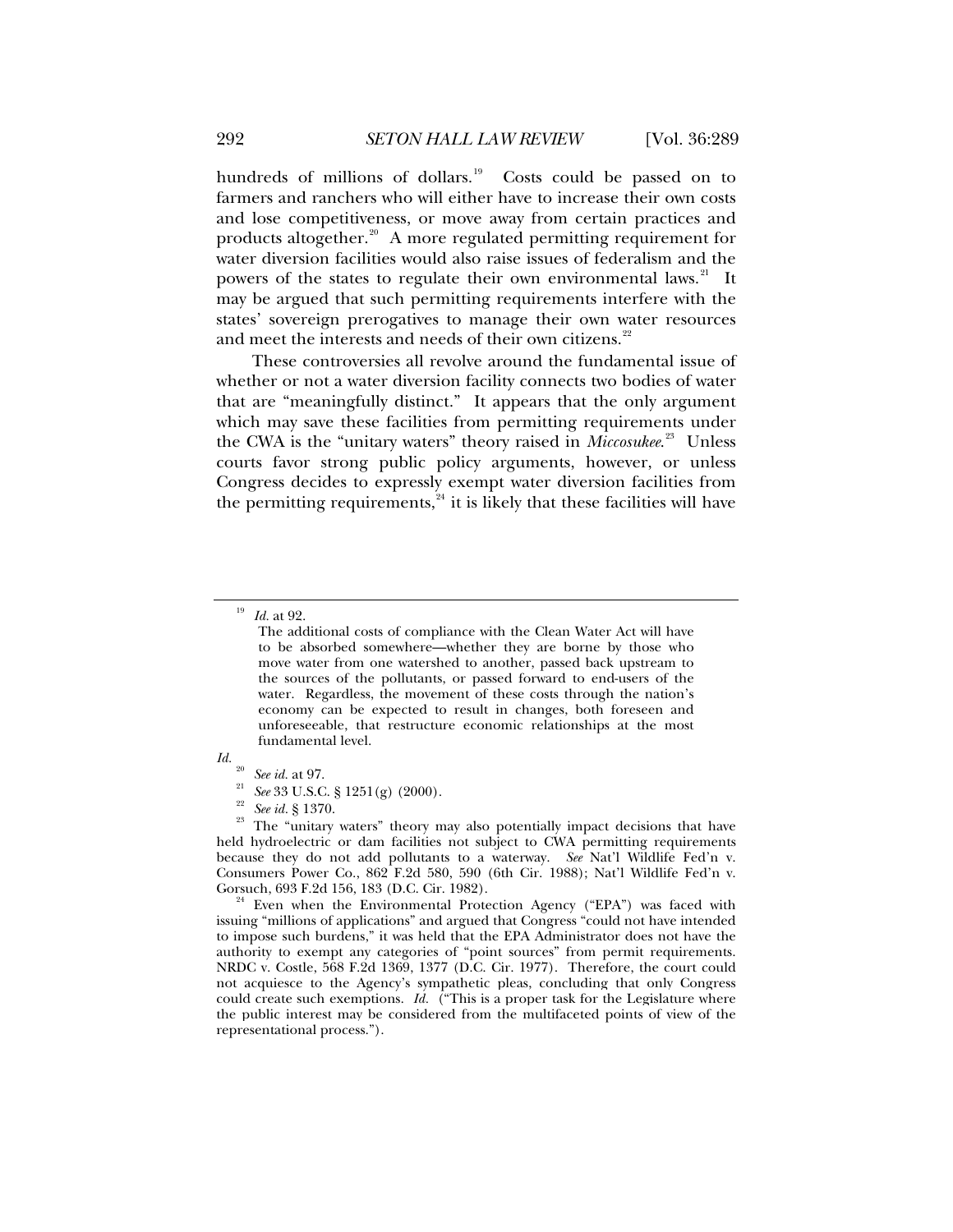hundreds of millions of dollars.[19] Costs could be passed on to farmers and ranchers who will either have to increase their own costs and lose competitiveness, or move away from certain practices and products altogether.[20] A more regulated permitting requirement for water diversion facilities would also raise issues of federalism and the powers of the states to regulate their own environmental laws.[21] It may be argued that such permitting requirements interfere with the states' sovereign prerogatives to manage their own water resources and meet the interests and needs of their own citizens.[22]

These controversies all revolve around the fundamental issue of whether or not a water diversion facility connects two bodies of water that are "meaningfully distinct." It appears that the only argument which may save these facilities from permitting requirements under the CWA is the "unitary waters" theory raised in *Miccosukee*.[23] Unless courts favor strong public policy arguments, however, or unless Congress decides to expressly exempt water diversion facilities from the permitting requirements,[24] it is likely that these facilities will have

---

[19] *Id.* at 92.

> The additional costs of compliance with the Clean Water Act will have to be absorbed somewhere—whether they are borne by those who move water from one watershed to another, passed back upstream to the sources of the pollutants, or passed forward to end-users of the water. Regardless, the movement of these costs through the nation's economy can be expected to result in changes, both foreseen and unforeseeable, that restructure economic relationships at the most fundamental level.

*Id.*

[20] *See id.* at 97.

[21] *See* 33 U.S.C. § 1251(g) (2000).

[22] *See id.* § 1370.

[23] The "unitary waters" theory may also potentially impact decisions that have held hydroelectric or dam facilities not subject to CWA permitting requirements because they do not add pollutants to a waterway. *See* Nat'l Wildlife Fed'n v. Consumers Power Co., 862 F.2d 580, 590 (6th Cir. 1988); Nat'l Wildlife Fed'n v. Gorsuch, 693 F.2d 156, 183 (D.C. Cir. 1982).

[24] Even when the Environmental Protection Agency ("EPA") was faced with issuing "millions of applications" and argued that Congress "could not have intended to impose such burdens," it was held that the EPA Administrator does not have the authority to exempt any categories of "point sources" from permit requirements. NRDC v. Costle, 568 F.2d 1369, 1377 (D.C. Cir. 1977). Therefore, the court could not acquiesce to the Agency's sympathetic pleas, concluding that only Congress could create such exemptions. *Id.* ("This is a proper task for the Legislature where the public interest may be considered from the multifaceted points of view of the representational process.").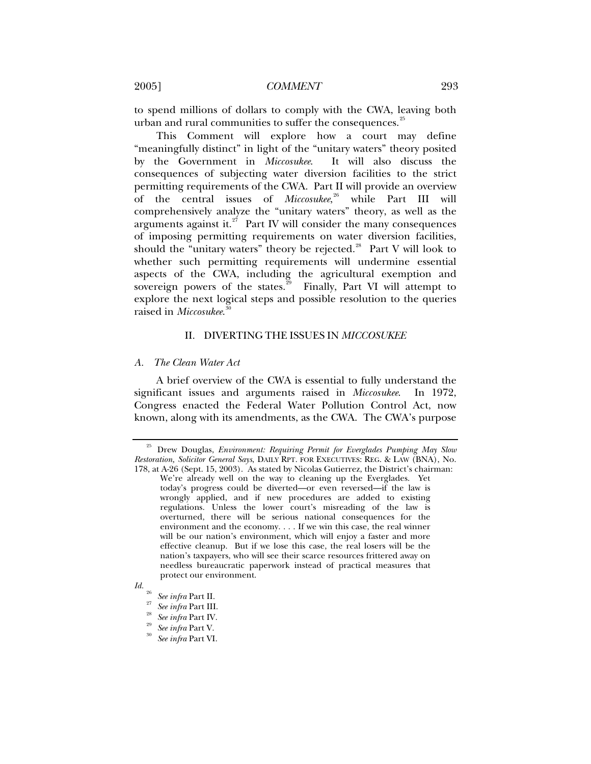to spend millions of dollars to comply with the CWA, leaving both urban and rural communities to suffer the consequences.[25]

This Comment will explore how a court may define "meaningfully distinct" in light of the "unitary waters" theory posited by the Government in *Miccosukee*. It will also discuss the consequences of subjecting water diversion facilities to the strict permitting requirements of the CWA. Part II will provide an overview of the central issues of *Miccosukee*,[26] while Part III will comprehensively analyze the "unitary waters" theory, as well as the arguments against it.[27] Part IV will consider the many consequences of imposing permitting requirements on water diversion facilities, should the "unitary waters" theory be rejected.[28] Part V will look to whether such permitting requirements will undermine essential aspects of the CWA, including the agricultural exemption and sovereign powers of the states.[29] Finally, Part VI will attempt to explore the next logical steps and possible resolution to the queries raised in *Miccosukee*.[30]

## II. DIVERTING THE ISSUES IN *MICCOSUKEE*

### *A. The Clean Water Act*

A brief overview of the CWA is essential to fully understand the significant issues and arguments raised in *Miccosukee*. In 1972, Congress enacted the Federal Water Pollution Control Act, now known, along with its amendments, as the CWA. The CWA's purpose

---

[25] Drew Douglas, *Environment: Requiring Permit for Everglades Pumping May Slow Restoration, Solicitor General Says*, DAILY RPT. FOR EXECUTIVES: REG. & LAW (BNA), No. 178, at A-26 (Sept. 15, 2003). As stated by Nicolas Gutierrez, the District's chairman:

> We're already well on the way to cleaning up the Everglades. Yet today's progress could be diverted—or even reversed—if the law is wrongly applied, and if new procedures are added to existing regulations. Unless the lower court's misreading of the law is overturned, there will be serious national consequences for the environment and the economy. . . . If we win this case, the real winner will be our nation's environment, which will enjoy a faster and more effective cleanup. But if we lose this case, the real losers will be the nation's taxpayers, who will see their scarce resources frittered away on needless bureaucratic paperwork instead of practical measures that protect our environment.

*Id.*

[26] *See infra* Part II.

[27] *See infra* Part III.

[28] *See infra* Part IV.

[29] *See infra* Part V.

[30] *See infra* Part VI.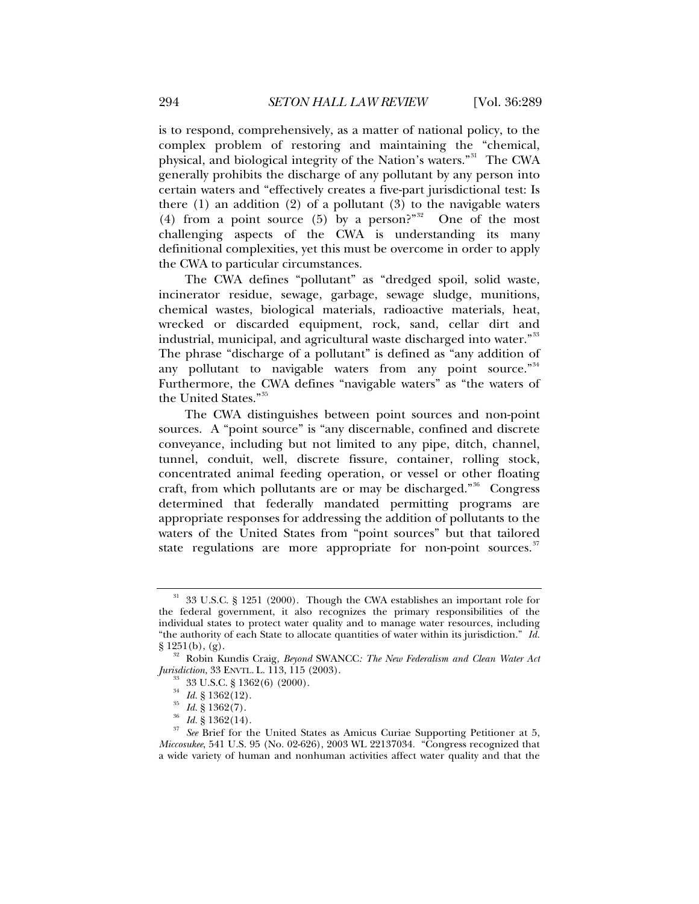is to respond, comprehensively, as a matter of national policy, to the complex problem of restoring and maintaining the "chemical, physical, and biological integrity of the Nation's waters."[31] The CWA generally prohibits the discharge of any pollutant by any person into certain waters and "effectively creates a five-part jurisdictional test: Is there (1) an addition (2) of a pollutant (3) to the navigable waters (4) from a point source (5) by a person?"[32] One of the most challenging aspects of the CWA is understanding its many definitional complexities, yet this must be overcome in order to apply the CWA to particular circumstances.

The CWA defines "pollutant" as "dredged spoil, solid waste, incinerator residue, sewage, garbage, sewage sludge, munitions, chemical wastes, biological materials, radioactive materials, heat, wrecked or discarded equipment, rock, sand, cellar dirt and industrial, municipal, and agricultural waste discharged into water."[33] The phrase "discharge of a pollutant" is defined as "any addition of any pollutant to navigable waters from any point source."[34] Furthermore, the CWA defines "navigable waters" as "the waters of the United States."[35]

The CWA distinguishes between point sources and non-point sources. A "point source" is "any discernable, confined and discrete conveyance, including but not limited to any pipe, ditch, channel, tunnel, conduit, well, discrete fissure, container, rolling stock, concentrated animal feeding operation, or vessel or other floating craft, from which pollutants are or may be discharged."[36] Congress determined that federally mandated permitting programs are appropriate responses for addressing the addition of pollutants to the waters of the United States from "point sources" but that tailored state regulations are more appropriate for non-point sources.[37]

---

[31] 33 U.S.C. § 1251 (2000). Though the CWA establishes an important role for the federal government, it also recognizes the primary responsibilities of the individual states to protect water quality and to manage water resources, including "the authority of each State to allocate quantities of water within its jurisdiction." *Id.* § 1251(b), (g).

[32] Robin Kundis Craig, *Beyond* SWANCC*: The New Federalism and Clean Water Act Jurisdiction*, 33 ENVTL. L. 113, 115 (2003).

[33] 33 U.S.C. § 1362(6) (2000).

[34] *Id.* § 1362(12).

[35] *Id.* § 1362(7).

[36] *Id.* § 1362(14).

[37] *See* Brief for the United States as Amicus Curiae Supporting Petitioner at 5, *Miccosukee*, 541 U.S. 95 (No. 02-626), 2003 WL 22137034. "Congress recognized that a wide variety of human and nonhuman activities affect water quality and that the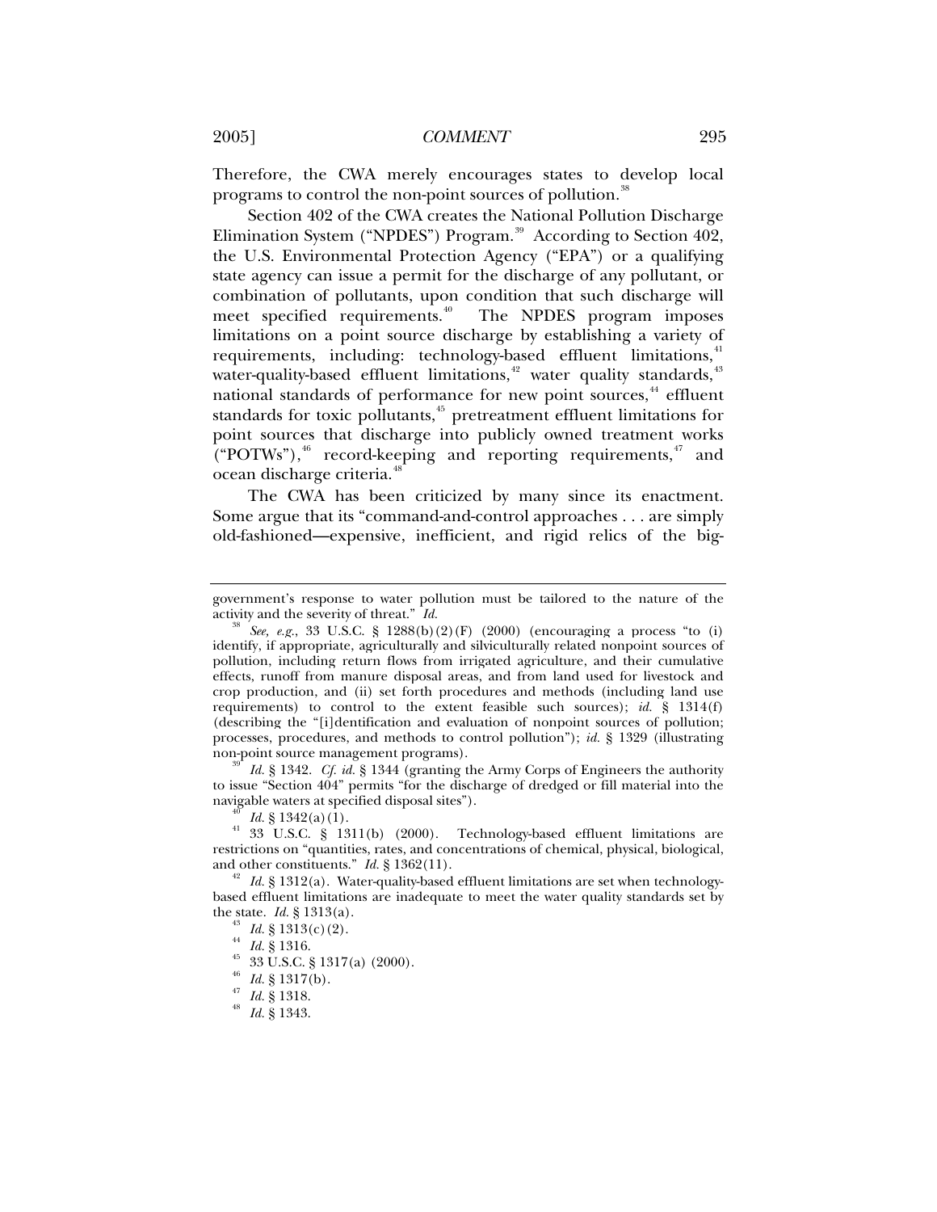Therefore, the CWA merely encourages states to develop local programs to control the non-point sources of pollution.[38]

Section 402 of the CWA creates the National Pollution Discharge Elimination System ("NPDES") Program.[39] According to Section 402, the U.S. Environmental Protection Agency ("EPA") or a qualifying state agency can issue a permit for the discharge of any pollutant, or combination of pollutants, upon condition that such discharge will meet specified requirements.[40] The NPDES program imposes limitations on a point source discharge by establishing a variety of requirements, including: technology-based effluent limitations,[41] water-quality-based effluent limitations,[42] water quality standards,[43] national standards of performance for new point sources,[44] effluent standards for toxic pollutants,[45] pretreatment effluent limitations for point sources that discharge into publicly owned treatment works ("POTWs"),[46] record-keeping and reporting requirements,[47] and ocean discharge criteria.[48]

The CWA has been criticized by many since its enactment. Some argue that its "command-and-control approaches . . . are simply old-fashioned—expensive, inefficient, and rigid relics of the big-

---

government's response to water pollution must be tailored to the nature of the activity and the severity of threat." *Id.*

[38] *See, e.g.*, 33 U.S.C. § 1288(b)(2)(F) (2000) (encouraging a process "to (i) identify, if appropriate, agriculturally and silviculturally related nonpoint sources of pollution, including return flows from irrigated agriculture, and their cumulative effects, runoff from manure disposal areas, and from land used for livestock and crop production, and (ii) set forth procedures and methods (including land use requirements) to control to the extent feasible such sources); *id.* § 1314(f) (describing the "[i]dentification and evaluation of nonpoint sources of pollution; processes, procedures, and methods to control pollution"); *id.* § 1329 (illustrating non-point source management programs).

[39] *Id.* § 1342. *Cf. id.* § 1344 (granting the Army Corps of Engineers the authority to issue "Section 404" permits "for the discharge of dredged or fill material into the navigable waters at specified disposal sites").

[40] *Id.* § 1342(a)(1).

[41] 33 U.S.C. § 1311(b) (2000). Technology-based effluent limitations are restrictions on "quantities, rates, and concentrations of chemical, physical, biological, and other constituents." *Id.* § 1362(11).

[42] *Id.* § 1312(a). Water-quality-based effluent limitations are set when technology-based effluent limitations are inadequate to meet the water quality standards set by the state. *Id.* § 1313(a).

[43] *Id.* § 1313(c)(2).

[44] *Id.* § 1316.

[45] 33 U.S.C. § 1317(a) (2000).

[46] *Id.* § 1317(b).

[47] *Id.* § 1318.

[48] *Id.* § 1343.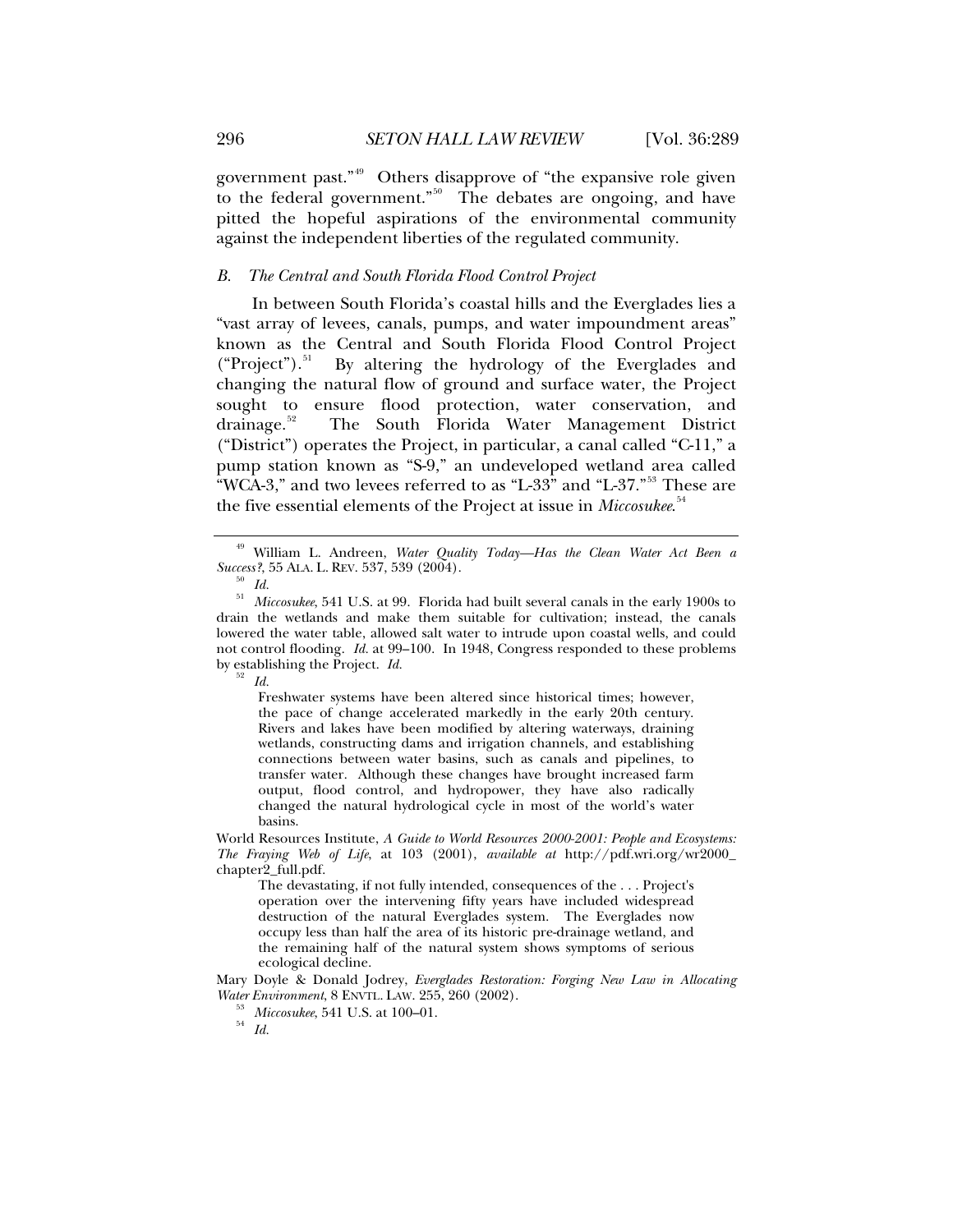government past."[49] Others disapprove of "the expansive role given to the federal government."[50] The debates are ongoing, and have pitted the hopeful aspirations of the environmental community against the independent liberties of the regulated community.

### *B. The Central and South Florida Flood Control Project*

In between South Florida's coastal hills and the Everglades lies a "vast array of levees, canals, pumps, and water impoundment areas" known as the Central and South Florida Flood Control Project ("Project").[51] By altering the hydrology of the Everglades and changing the natural flow of ground and surface water, the Project sought to ensure flood protection, water conservation, and drainage.[52] The South Florida Water Management District ("District") operates the Project, in particular, a canal called "C-11," a pump station known as "S-9," an undeveloped wetland area called "WCA-3," and two levees referred to as "L-33" and "L-37."[53] These are the five essential elements of the Project at issue in *Miccosukee*.[54]

---

[49] William L. Andreen, *Water Quality Today—Has the Clean Water Act Been a Success?*, 55 ALA. L. REV. 537, 539 (2004).

[50] *Id.*

[51] *Miccosukee*, 541 U.S. at 99. Florida had built several canals in the early 1900s to drain the wetlands and make them suitable for cultivation; instead, the canals lowered the water table, allowed salt water to intrude upon coastal wells, and could not control flooding. *Id.* at 99–100. In 1948, Congress responded to these problems by establishing the Project. *Id.*

[52] *Id.*

> Freshwater systems have been altered since historical times; however, the pace of change accelerated markedly in the early 20th century. Rivers and lakes have been modified by altering waterways, draining wetlands, constructing dams and irrigation channels, and establishing connections between water basins, such as canals and pipelines, to transfer water. Although these changes have brought increased farm output, flood control, and hydropower, they have also radically changed the natural hydrological cycle in most of the world's water basins.

World Resources Institute, *A Guide to World Resources 2000-2001: People and Ecosystems: The Fraying Web of Life*, at 103 (2001), *available at* http://pdf.wri.org/wr2000_chapter2_full.pdf.

> The devastating, if not fully intended, consequences of the . . . Project's operation over the intervening fifty years have included widespread destruction of the natural Everglades system. The Everglades now occupy less than half the area of its historic pre-drainage wetland, and the remaining half of the natural system shows symptoms of serious ecological decline.

Mary Doyle & Donald Jodrey, *Everglades Restoration: Forging New Law in Allocating Water Environment*, 8 ENVTL. LAW. 255, 260 (2002).

[53] *Miccosukee*, 541 U.S. at 100–01.

[54] *Id.*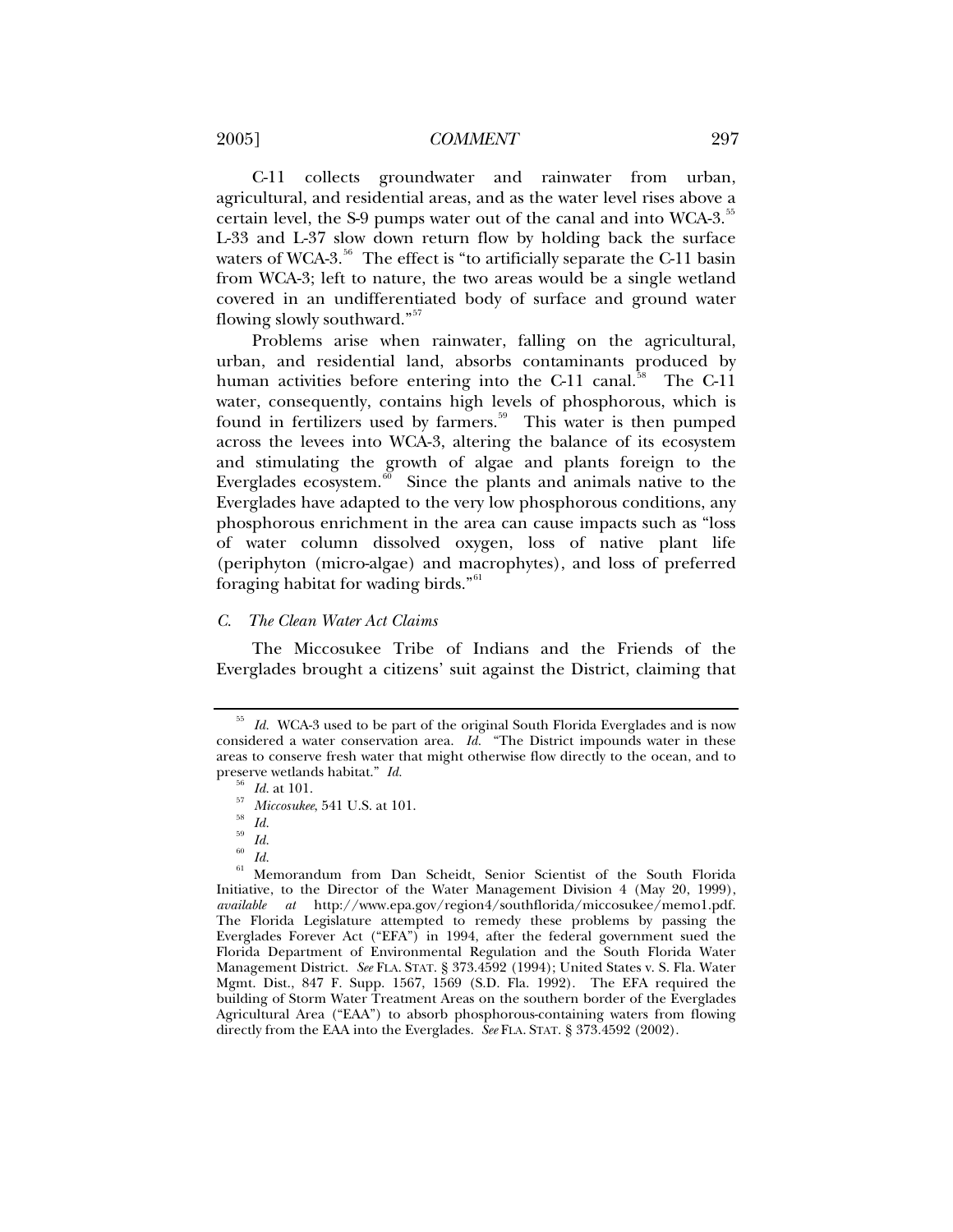C-11 collects groundwater and rainwater from urban, agricultural, and residential areas, and as the water level rises above a certain level, the S-9 pumps water out of the canal and into WCA-3.[55] L-33 and L-37 slow down return flow by holding back the surface waters of WCA-3.[56] The effect is "to artificially separate the C-11 basin from WCA-3; left to nature, the two areas would be a single wetland covered in an undifferentiated body of surface and ground water flowing slowly southward."[57]

Problems arise when rainwater, falling on the agricultural, urban, and residential land, absorbs contaminants produced by human activities before entering into the C-11 canal.[58] The C-11 water, consequently, contains high levels of phosphorous, which is found in fertilizers used by farmers.[59] This water is then pumped across the levees into WCA-3, altering the balance of its ecosystem and stimulating the growth of algae and plants foreign to the Everglades ecosystem.[60] Since the plants and animals native to the Everglades have adapted to the very low phosphorous conditions, any phosphorous enrichment in the area can cause impacts such as "loss of water column dissolved oxygen, loss of native plant life (periphyton (micro-algae) and macrophytes), and loss of preferred foraging habitat for wading birds."[61]

### *C. The Clean Water Act Claims*

The Miccosukee Tribe of Indians and the Friends of the Everglades brought a citizens' suit against the District, claiming that

---

[55] *Id.* WCA-3 used to be part of the original South Florida Everglades and is now considered a water conservation area. *Id.* "The District impounds water in these areas to conserve fresh water that might otherwise flow directly to the ocean, and to preserve wetlands habitat." *Id.*

[56] *Id.* at 101.

[57] *Miccosukee*, 541 U.S. at 101.

[58] *Id.*

[59] *Id.*

[60] *Id.*

[61] Memorandum from Dan Scheidt, Senior Scientist of the South Florida Initiative, to the Director of the Water Management Division 4 (May 20, 1999), *available at* http://www.epa.gov/region4/southflorida/miccosukee/memo1.pdf. The Florida Legislature attempted to remedy these problems by passing the Everglades Forever Act ("EFA") in 1994, after the federal government sued the Florida Department of Environmental Regulation and the South Florida Water Management District. *See* FLA. STAT. § 373.4592 (1994); United States v. S. Fla. Water Mgmt. Dist., 847 F. Supp. 1567, 1569 (S.D. Fla. 1992). The EFA required the building of Storm Water Treatment Areas on the southern border of the Everglades Agricultural Area ("EAA") to absorb phosphorous-containing waters from flowing directly from the EAA into the Everglades. *See* FLA. STAT. § 373.4592 (2002).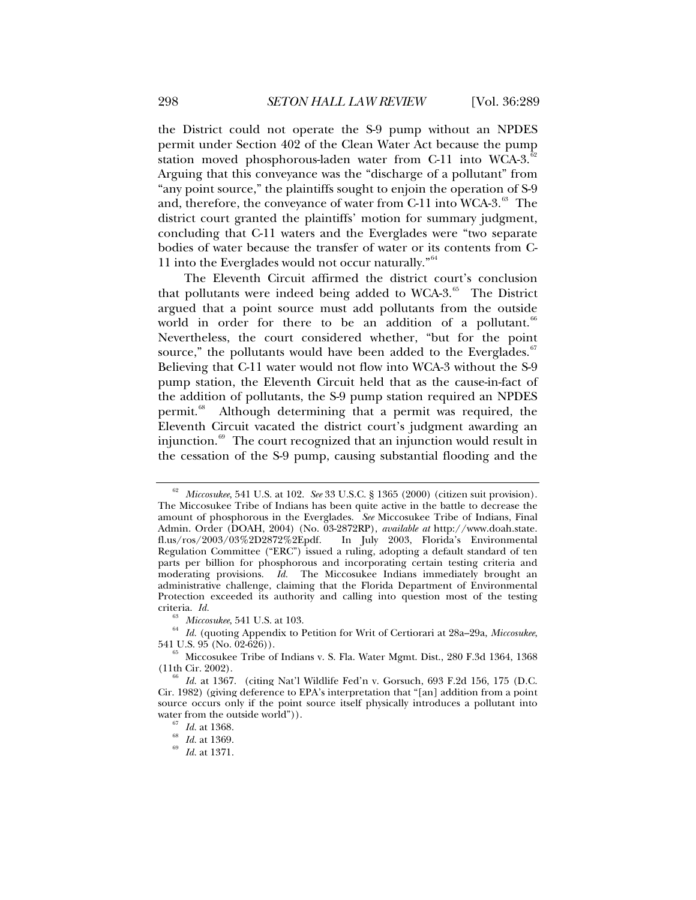the District could not operate the S-9 pump without an NPDES permit under Section 402 of the Clean Water Act because the pump station moved phosphorous-laden water from C-11 into WCA-3.[62] Arguing that this conveyance was the "discharge of a pollutant" from "any point source," the plaintiffs sought to enjoin the operation of S-9 and, therefore, the conveyance of water from C-11 into WCA-3.[63] The district court granted the plaintiffs' motion for summary judgment, concluding that C-11 waters and the Everglades were "two separate bodies of water because the transfer of water or its contents from C-11 into the Everglades would not occur naturally."[64]

The Eleventh Circuit affirmed the district court's conclusion that pollutants were indeed being added to WCA-3.[65] The District argued that a point source must add pollutants from the outside world in order for there to be an addition of a pollutant.[66] Nevertheless, the court considered whether, "but for the point source," the pollutants would have been added to the Everglades.[67] Believing that C-11 water would not flow into WCA-3 without the S-9 pump station, the Eleventh Circuit held that as the cause-in-fact of the addition of pollutants, the S-9 pump station required an NPDES permit.[68] Although determining that a permit was required, the Eleventh Circuit vacated the district court's judgment awarding an injunction.[69] The court recognized that an injunction would result in the cessation of the S-9 pump, causing substantial flooding and the

---

[62] *Miccosukee*, 541 U.S. at 102. *See* 33 U.S.C. § 1365 (2000) (citizen suit provision). The Miccosukee Tribe of Indians has been quite active in the battle to decrease the amount of phosphorous in the Everglades. *See* Miccosukee Tribe of Indians, Final Admin. Order (DOAH, 2004) (No. 03-2872RP), *available at* http://www.doah.state.fl.us/ros/2003/03%2D2872%2Epdf. In July 2003, Florida's Environmental Regulation Committee ("ERC") issued a ruling, adopting a default standard of ten parts per billion for phosphorous and incorporating certain testing criteria and moderating provisions. *Id.* The Miccosukee Indians immediately brought an administrative challenge, claiming that the Florida Department of Environmental Protection exceeded its authority and calling into question most of the testing criteria. *Id.*

[63] *Miccosukee*, 541 U.S. at 103.

[64] *Id.* (quoting Appendix to Petition for Writ of Certiorari at 28a–29a, *Miccosukee*, 541 U.S. 95 (No. 02-626)).

[65] Miccosukee Tribe of Indians v. S. Fla. Water Mgmt. Dist., 280 F.3d 1364, 1368 (11th Cir. 2002).

[66] *Id.* at 1367. (citing Nat'l Wildlife Fed'n v. Gorsuch, 693 F.2d 156, 175 (D.C. Cir. 1982) (giving deference to EPA's interpretation that "[an] addition from a point source occurs only if the point source itself physically introduces a pollutant into water from the outside world")).

[67] *Id.* at 1368.

[68] *Id.* at 1369.

[69] *Id.* at 1371.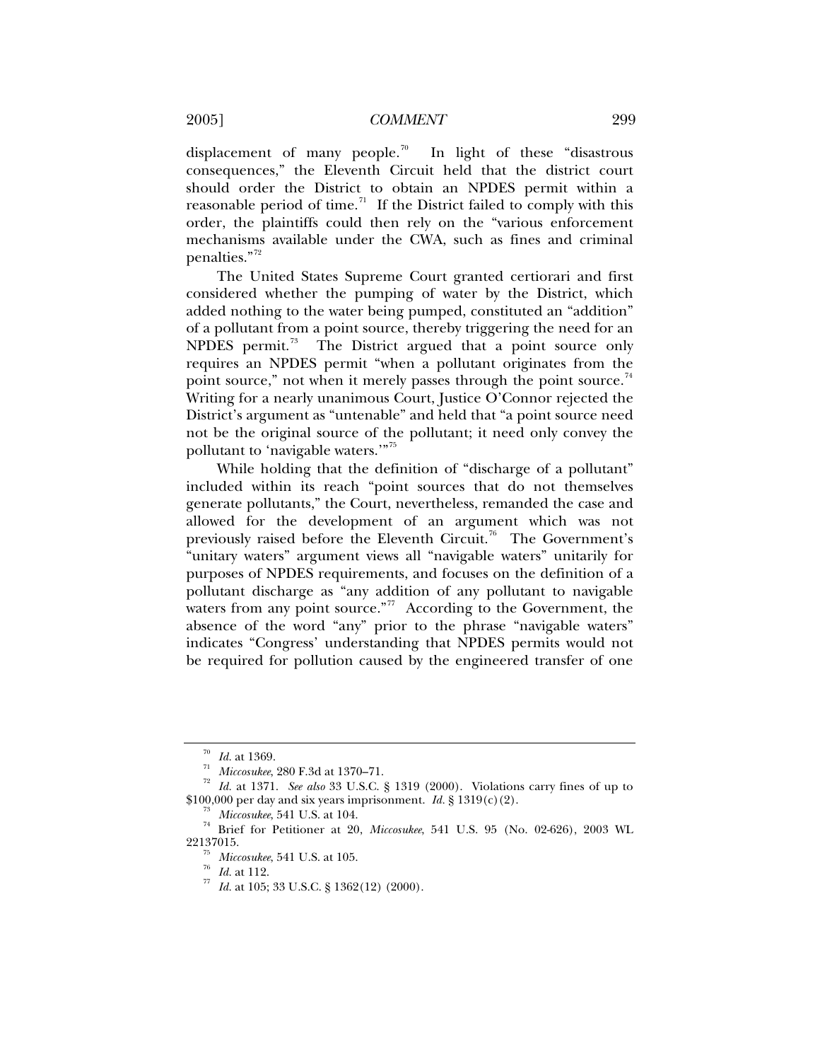displacement of many people.[70] In light of these "disastrous consequences," the Eleventh Circuit held that the district court should order the District to obtain an NPDES permit within a reasonable period of time.[71] If the District failed to comply with this order, the plaintiffs could then rely on the "various enforcement mechanisms available under the CWA, such as fines and criminal penalties."[72]

The United States Supreme Court granted certiorari and first considered whether the pumping of water by the District, which added nothing to the water being pumped, constituted an "addition" of a pollutant from a point source, thereby triggering the need for an NPDES permit.[73] The District argued that a point source only requires an NPDES permit "when a pollutant originates from the point source," not when it merely passes through the point source.[74] Writing for a nearly unanimous Court, Justice O'Connor rejected the District's argument as "untenable" and held that "a point source need not be the original source of the pollutant; it need only convey the pollutant to 'navigable waters.'"[75]

While holding that the definition of "discharge of a pollutant" included within its reach "point sources that do not themselves generate pollutants," the Court, nevertheless, remanded the case and allowed for the development of an argument which was not previously raised before the Eleventh Circuit.[76] The Government's "unitary waters" argument views all "navigable waters" unitarily for purposes of NPDES requirements, and focuses on the definition of a pollutant discharge as "any addition of any pollutant to navigable waters from any point source."[77] According to the Government, the absence of the word "any" prior to the phrase "navigable waters" indicates "Congress' understanding that NPDES permits would not be required for pollution caused by the engineered transfer of one

---

[70] *Id.* at 1369.

[71] *Miccosukee*, 280 F.3d at 1370–71.

[72] *Id.* at 1371. *See also* 33 U.S.C. § 1319 (2000). Violations carry fines of up to $100,000 per day and six years imprisonment. *Id.* § 1319(c)(2).

[73] *Miccosukee*, 541 U.S. at 104.

[74] Brief for Petitioner at 20, *Miccosukee*, 541 U.S. 95 (No. 02-626), 2003 WL 22137015.

[75] *Miccosukee*, 541 U.S. at 105.

[76] *Id.* at 112.

[77] *Id.* at 105; 33 U.S.C. § 1362(12) (2000).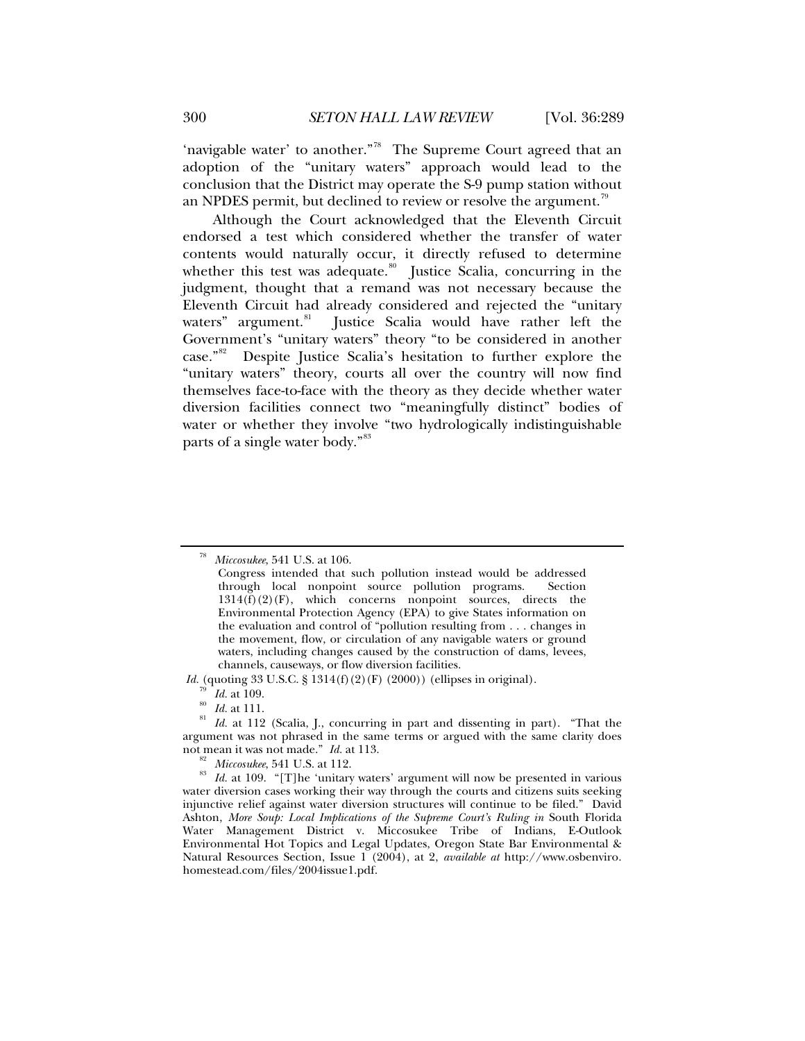'navigable water' to another."[78] The Supreme Court agreed that an adoption of the "unitary waters" approach would lead to the conclusion that the District may operate the S-9 pump station without an NPDES permit, but declined to review or resolve the argument.[79]

Although the Court acknowledged that the Eleventh Circuit endorsed a test which considered whether the transfer of water contents would naturally occur, it directly refused to determine whether this test was adequate.[80] Justice Scalia, concurring in the judgment, thought that a remand was not necessary because the Eleventh Circuit had already considered and rejected the "unitary waters" argument.[81] Justice Scalia would have rather left the Government's "unitary waters" theory "to be considered in another case."[82] Despite Justice Scalia's hesitation to further explore the "unitary waters" theory, courts all over the country will now find themselves face-to-face with the theory as they decide whether water diversion facilities connect two "meaningfully distinct" bodies of water or whether they involve "two hydrologically indistinguishable parts of a single water body."[83]

---

[78] *Miccosukee*, 541 U.S. at 106.

> Congress intended that such pollution instead would be addressed through local nonpoint source pollution programs. Section 1314(f)(2)(F), which concerns nonpoint sources, directs the Environmental Protection Agency (EPA) to give States information on the evaluation and control of "pollution resulting from . . . changes in the movement, flow, or circulation of any navigable waters or ground waters, including changes caused by the construction of dams, levees, channels, causeways, or flow diversion facilities.

*Id.* (quoting 33 U.S.C. § 1314(f)(2)(F) (2000)) (ellipses in original).

[79] *Id.* at 109.

[80] *Id.* at 111.

[81] *Id.* at 112 (Scalia, J., concurring in part and dissenting in part). "That the argument was not phrased in the same terms or argued with the same clarity does not mean it was not made." *Id.* at 113.

[82] *Miccosukee*, 541 U.S. at 112.

[83] *Id.* at 109. "[T]he 'unitary waters' argument will now be presented in various water diversion cases working their way through the courts and citizens suits seeking injunctive relief against water diversion structures will continue to be filed." David Ashton, *More Soup: Local Implications of the Supreme Court's Ruling in* South Florida Water Management District v. Miccosukee Tribe of Indians, E-Outlook Environmental Hot Topics and Legal Updates, Oregon State Bar Environmental & Natural Resources Section, Issue 1 (2004), at 2, *available at* http://www.osbenviro.homestead.com/files/2004issue1.pdf.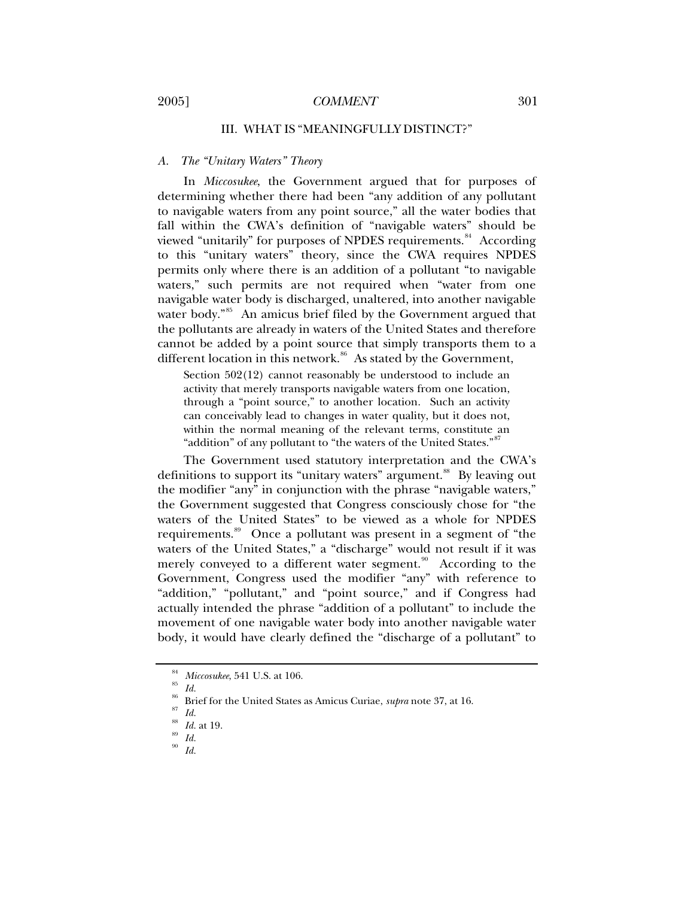## III. WHAT IS "MEANINGFULLY DISTINCT?"

### *A. The "Unitary Waters" Theory*

In *Miccosukee*, the Government argued that for purposes of determining whether there had been "any addition of any pollutant to navigable waters from any point source," all the water bodies that fall within the CWA's definition of "navigable waters" should be viewed "unitarily" for purposes of NPDES requirements.[84] According to this "unitary waters" theory, since the CWA requires NPDES permits only where there is an addition of a pollutant "to navigable waters," such permits are not required when "water from one navigable water body is discharged, unaltered, into another navigable water body."[85] An amicus brief filed by the Government argued that the pollutants are already in waters of the United States and therefore cannot be added by a point source that simply transports them to a different location in this network.[86] As stated by the Government,

> Section 502(12) cannot reasonably be understood to include an activity that merely transports navigable waters from one location, through a "point source," to another location. Such an activity can conceivably lead to changes in water quality, but it does not, within the normal meaning of the relevant terms, constitute an "addition" of any pollutant to "the waters of the United States."[87]

The Government used statutory interpretation and the CWA's definitions to support its "unitary waters" argument.[88] By leaving out the modifier "any" in conjunction with the phrase "navigable waters," the Government suggested that Congress consciously chose for "the waters of the United States" to be viewed as a whole for NPDES requirements.[89] Once a pollutant was present in a segment of "the waters of the United States," a "discharge" would not result if it was merely conveyed to a different water segment.[90] According to the Government, Congress used the modifier "any" with reference to "addition," "pollutant," and "point source," and if Congress had actually intended the phrase "addition of a pollutant" to include the movement of one navigable water body into another navigable water body, it would have clearly defined the "discharge of a pollutant" to

---

[84] *Miccosukee*, 541 U.S. at 106.

[85] *Id.*

[86] Brief for the United States as Amicus Curiae, *supra* note 37, at 16.

[87] *Id.*

[88] *Id.* at 19.

[89] *Id.*

[90] *Id.*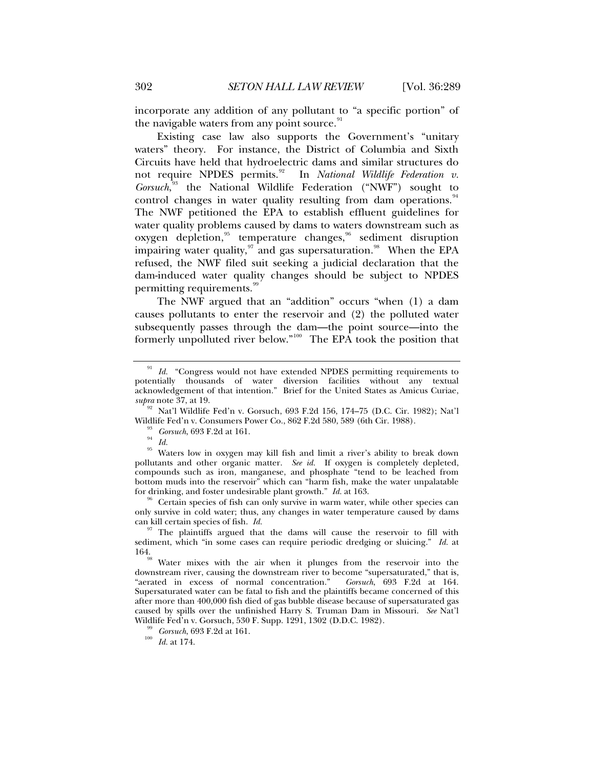incorporate any addition of any pollutant to "a specific portion" of the navigable waters from any point source.[91]

Existing case law also supports the Government's "unitary waters" theory. For instance, the District of Columbia and Sixth Circuits have held that hydroelectric dams and similar structures do not require NPDES permits.[92] In *National Wildlife Federation v. Gorsuch*,[93] the National Wildlife Federation ("NWF") sought to control changes in water quality resulting from dam operations.[94] The NWF petitioned the EPA to establish effluent guidelines for water quality problems caused by dams to waters downstream such as oxygen depletion,[95] temperature changes,[96] sediment disruption impairing water quality,[97] and gas supersaturation.[98] When the EPA refused, the NWF filed suit seeking a judicial declaration that the dam-induced water quality changes should be subject to NPDES permitting requirements.[99]

The NWF argued that an "addition" occurs "when (1) a dam causes pollutants to enter the reservoir and (2) the polluted water subsequently passes through the dam—the point source—into the formerly unpolluted river below."[100] The EPA took the position that

---

[91] *Id.* "Congress would not have extended NPDES permitting requirements to potentially thousands of water diversion facilities without any textual acknowledgement of that intention." Brief for the United States as Amicus Curiae, *supra* note 37, at 19.

[92] Nat'l Wildlife Fed'n v. Gorsuch, 693 F.2d 156, 174–75 (D.C. Cir. 1982); Nat'l Wildlife Fed'n v. Consumers Power Co., 862 F.2d 580, 589 (6th Cir. 1988).

[93] *Gorsuch*, 693 F.2d at 161.

[94] *Id.*

[95] Waters low in oxygen may kill fish and limit a river's ability to break down pollutants and other organic matter. *See id.* If oxygen is completely depleted, compounds such as iron, manganese, and phosphate "tend to be leached from bottom muds into the reservoir" which can "harm fish, make the water unpalatable for drinking, and foster undesirable plant growth." *Id.* at 163.

[96] Certain species of fish can only survive in warm water, while other species can only survive in cold water; thus, any changes in water temperature caused by dams can kill certain species of fish. *Id.*

[97] The plaintiffs argued that the dams will cause the reservoir to fill with sediment, which "in some cases can require periodic dredging or sluicing." *Id.* at 164.

[98] Water mixes with the air when it plunges from the reservoir into the downstream river, causing the downstream river to become "supersaturated," that is, "aerated in excess of normal concentration." *Gorsuch*, 693 F.2d at 164. Supersaturated water can be fatal to fish and the plaintiffs became concerned of this after more than 400,000 fish died of gas bubble disease because of supersaturated gas caused by spills over the unfinished Harry S. Truman Dam in Missouri. *See* Nat'l Wildlife Fed'n v. Gorsuch, 530 F. Supp. 1291, 1302 (D.D.C. 1982).

[99] *Gorsuch*, 693 F.2d at 161.

[100] *Id.* at 174.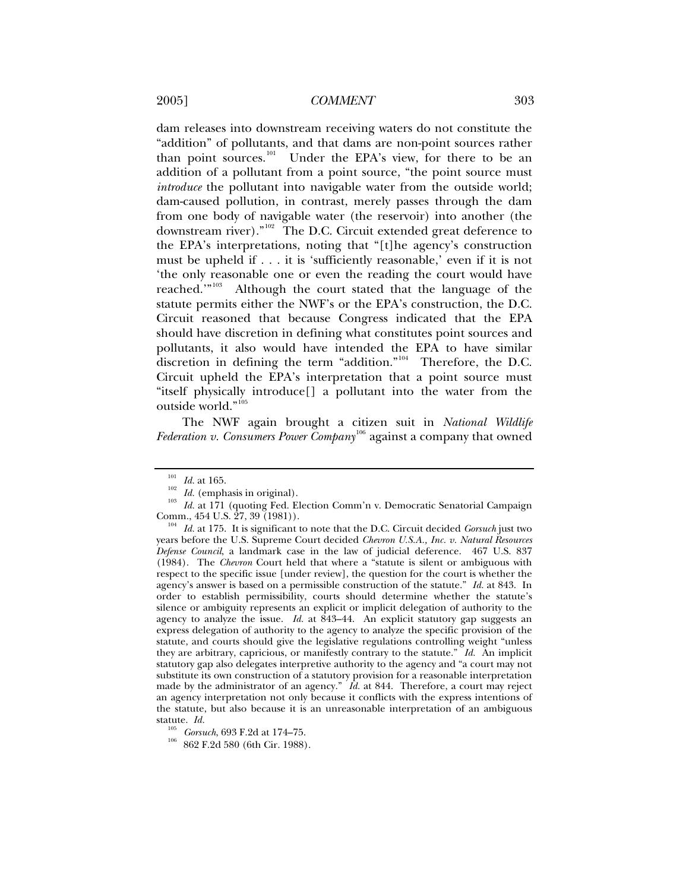dam releases into downstream receiving waters do not constitute the "addition" of pollutants, and that dams are non-point sources rather than point sources.[101] Under the EPA's view, for there to be an addition of a pollutant from a point source, "the point source must *introduce* the pollutant into navigable water from the outside world; dam-caused pollution, in contrast, merely passes through the dam from one body of navigable water (the reservoir) into another (the downstream river)."[102] The D.C. Circuit extended great deference to the EPA's interpretations, noting that "[t]he agency's construction must be upheld if . . . it is 'sufficiently reasonable,' even if it is not 'the only reasonable one or even the reading the court would have reached.'"[103] Although the court stated that the language of the statute permits either the NWF's or the EPA's construction, the D.C. Circuit reasoned that because Congress indicated that the EPA should have discretion in defining what constitutes point sources and pollutants, it also would have intended the EPA to have similar discretion in defining the term "addition."[104] Therefore, the D.C. Circuit upheld the EPA's interpretation that a point source must "itself physically introduce[] a pollutant into the water from the outside world."[105]

The NWF again brought a citizen suit in *National Wildlife Federation v. Consumers Power Company*[106] against a company that owned

---

[101] *Id.* at 165.

[102] *Id.* (emphasis in original).

[103] *Id.* at 171 (quoting Fed. Election Comm'n v. Democratic Senatorial Campaign Comm., 454 U.S. 27, 39 (1981)).

[104] *Id.* at 175. It is significant to note that the D.C. Circuit decided *Gorsuch* just two years before the U.S. Supreme Court decided *Chevron U.S.A., Inc. v. Natural Resources Defense Council*, a landmark case in the law of judicial deference. 467 U.S. 837 (1984). The *Chevron* Court held that where a "statute is silent or ambiguous with respect to the specific issue [under review], the question for the court is whether the agency's answer is based on a permissible construction of the statute." *Id.* at 843. In order to establish permissibility, courts should determine whether the statute's silence or ambiguity represents an explicit or implicit delegation of authority to the agency to analyze the issue. *Id.* at 843–44. An explicit statutory gap suggests an express delegation of authority to the agency to analyze the specific provision of the statute, and courts should give the legislative regulations controlling weight "unless they are arbitrary, capricious, or manifestly contrary to the statute." *Id.* An implicit statutory gap also delegates interpretive authority to the agency and "a court may not substitute its own construction of a statutory provision for a reasonable interpretation made by the administrator of an agency." *Id.* at 844. Therefore, a court may reject an agency interpretation not only because it conflicts with the express intentions of the statute, but also because it is an unreasonable interpretation of an ambiguous statute. *Id.*

[105] *Gorsuch*, 693 F.2d at 174–75.

[106] 862 F.2d 580 (6th Cir. 1988).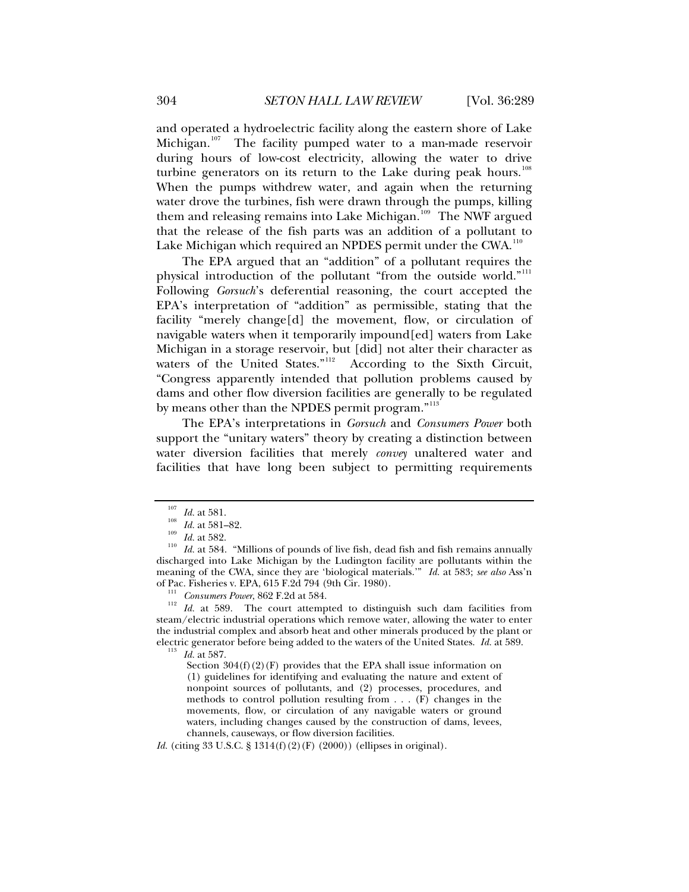and operated a hydroelectric facility along the eastern shore of Lake Michigan.[107] The facility pumped water to a man-made reservoir during hours of low-cost electricity, allowing the water to drive turbine generators on its return to the Lake during peak hours.[108] When the pumps withdrew water, and again when the returning water drove the turbines, fish were drawn through the pumps, killing them and releasing remains into Lake Michigan.[109] The NWF argued that the release of the fish parts was an addition of a pollutant to Lake Michigan which required an NPDES permit under the CWA.[110]

The EPA argued that an "addition" of a pollutant requires the physical introduction of the pollutant "from the outside world."[111] Following *Gorsuch*'s deferential reasoning, the court accepted the EPA's interpretation of "addition" as permissible, stating that the facility "merely change[d] the movement, flow, or circulation of navigable waters when it temporarily impound[ed] waters from Lake Michigan in a storage reservoir, but [did] not alter their character as waters of the United States."[112] According to the Sixth Circuit, "Congress apparently intended that pollution problems caused by dams and other flow diversion facilities are generally to be regulated by means other than the NPDES permit program."[113]

The EPA's interpretations in *Gorsuch* and *Consumers Power* both support the "unitary waters" theory by creating a distinction between water diversion facilities that merely *convey* unaltered water and facilities that have long been subject to permitting requirements

---

[107] *Id.* at 581.

[108] *Id.* at 581–82.

[109] *Id.* at 582.

[110] *Id.* at 584. "Millions of pounds of live fish, dead fish and fish remains annually discharged into Lake Michigan by the Ludington facility are pollutants within the meaning of the CWA, since they are 'biological materials.'" *Id.* at 583; *see also* Ass'n of Pac. Fisheries v. EPA, 615 F.2d 794 (9th Cir. 1980).

[111] *Consumers Power*, 862 F.2d at 584.

[112] *Id.* at 589. The court attempted to distinguish such dam facilities from steam/electric industrial operations which remove water, allowing the water to enter the industrial complex and absorb heat and other minerals produced by the plant or electric generator before being added to the waters of the United States. *Id.* at 589.

[113] *Id.* at 587.

> Section 304(f)(2)(F) provides that the EPA shall issue information on (1) guidelines for identifying and evaluating the nature and extent of nonpoint sources of pollutants, and (2) processes, procedures, and methods to control pollution resulting from . . . (F) changes in the movements, flow, or circulation of any navigable waters or ground waters, including changes caused by the construction of dams, levees, channels, causeways, or flow diversion facilities.

*Id.* (citing 33 U.S.C. § 1314(f)(2)(F) (2000)) (ellipses in original).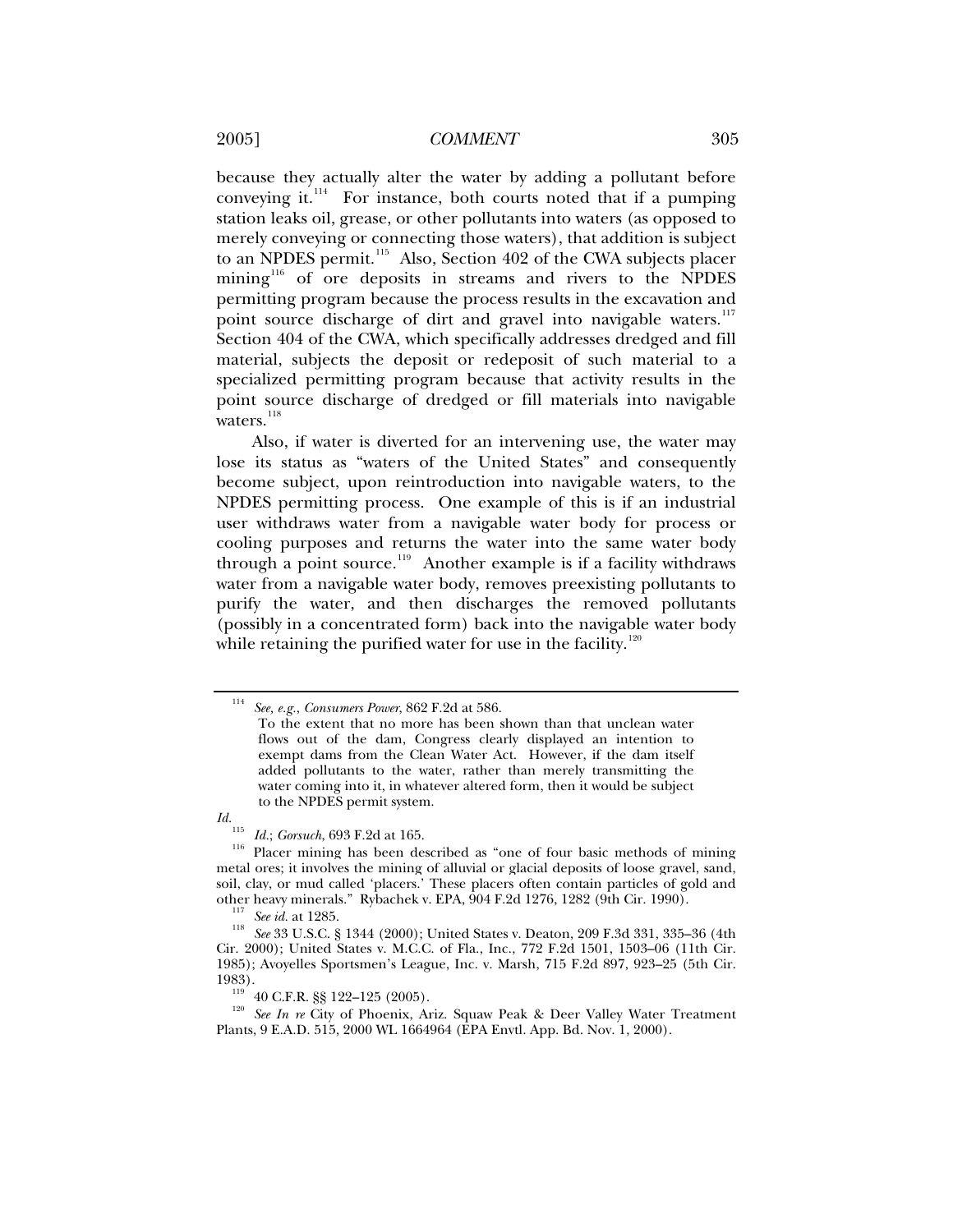because they actually alter the water by adding a pollutant before conveying it.[114] For instance, both courts noted that if a pumping station leaks oil, grease, or other pollutants into waters (as opposed to merely conveying or connecting those waters), that addition is subject to an NPDES permit.[115] Also, Section 402 of the CWA subjects placer mining[116] of ore deposits in streams and rivers to the NPDES permitting program because the process results in the excavation and point source discharge of dirt and gravel into navigable waters.[117] Section 404 of the CWA, which specifically addresses dredged and fill material, subjects the deposit or redeposit of such material to a specialized permitting program because that activity results in the point source discharge of dredged or fill materials into navigable waters.[118]

Also, if water is diverted for an intervening use, the water may lose its status as "waters of the United States" and consequently become subject, upon reintroduction into navigable waters, to the NPDES permitting process. One example of this is if an industrial user withdraws water from a navigable water body for process or cooling purposes and returns the water into the same water body through a point source.[119] Another example is if a facility withdraws water from a navigable water body, removes preexisting pollutants to purify the water, and then discharges the removed pollutants (possibly in a concentrated form) back into the navigable water body while retaining the purified water for use in the facility.[120]

---

[114] *See, e.g.*, *Consumers Power*, 862 F.2d at 586.

> To the extent that no more has been shown than that unclean water flows out of the dam, Congress clearly displayed an intention to exempt dams from the Clean Water Act. However, if the dam itself added pollutants to the water, rather than merely transmitting the water coming into it, in whatever altered form, then it would be subject to the NPDES permit system.

*Id.*

[115] *Id.*; *Gorsuch*, 693 F.2d at 165.

[116] Placer mining has been described as "one of four basic methods of mining metal ores; it involves the mining of alluvial or glacial deposits of loose gravel, sand, soil, clay, or mud called 'placers.' These placers often contain particles of gold and other heavy minerals." Rybachek v. EPA, 904 F.2d 1276, 1282 (9th Cir. 1990).

[117] *See id.* at 1285.

[118] *See* 33 U.S.C. § 1344 (2000); United States v. Deaton, 209 F.3d 331, 335–36 (4th Cir. 2000); United States v. M.C.C. of Fla., Inc., 772 F.2d 1501, 1503–06 (11th Cir. 1985); Avoyelles Sportsmen's League, Inc. v. Marsh, 715 F.2d 897, 923–25 (5th Cir. 1983).

[119] 40 C.F.R. §§ 122–125 (2005).

[120] *See In re* City of Phoenix, Ariz. Squaw Peak & Deer Valley Water Treatment Plants, 9 E.A.D. 515, 2000 WL 1664964 (EPA Envtl. App. Bd. Nov. 1, 2000).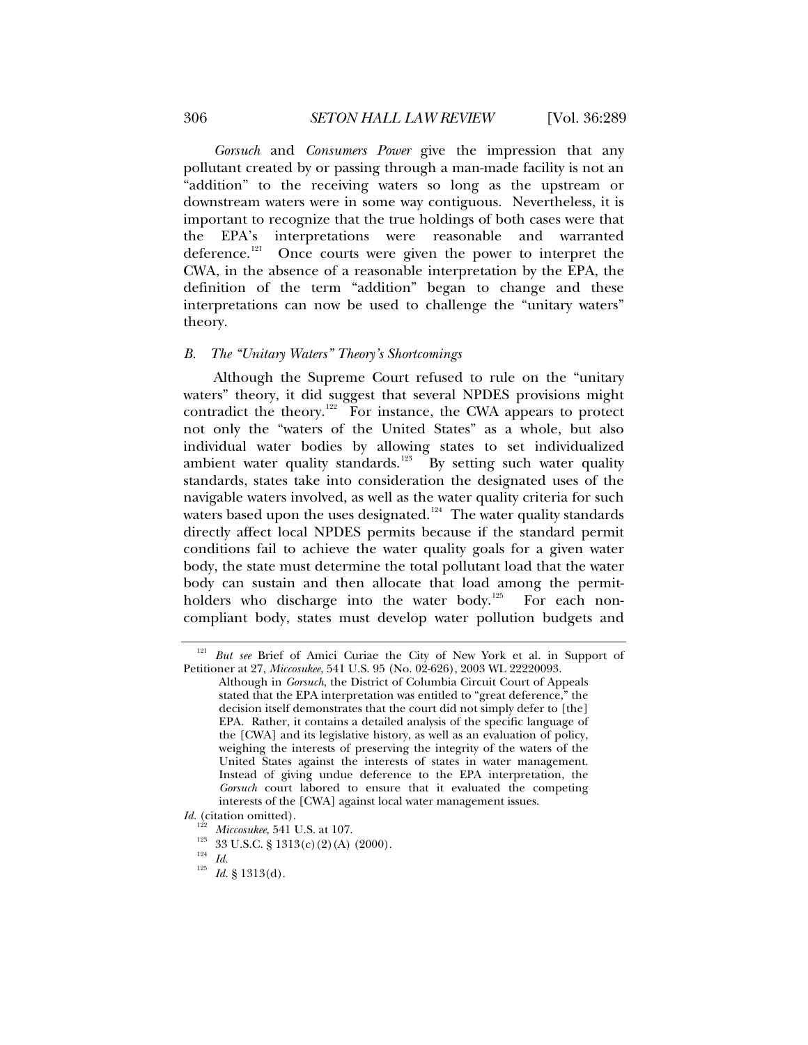*Gorsuch* and *Consumers Power* give the impression that any pollutant created by or passing through a man-made facility is not an "addition" to the receiving waters so long as the upstream or downstream waters were in some way contiguous. Nevertheless, it is important to recognize that the true holdings of both cases were that the EPA's interpretations were reasonable and warranted deference.[121] Once courts were given the power to interpret the CWA, in the absence of a reasonable interpretation by the EPA, the definition of the term "addition" began to change and these interpretations can now be used to challenge the "unitary waters" theory.

### *B. The "Unitary Waters" Theory's Shortcomings*

Although the Supreme Court refused to rule on the "unitary waters" theory, it did suggest that several NPDES provisions might contradict the theory.[122] For instance, the CWA appears to protect not only the "waters of the United States" as a whole, but also individual water bodies by allowing states to set individualized ambient water quality standards.[123] By setting such water quality standards, states take into consideration the designated uses of the navigable waters involved, as well as the water quality criteria for such waters based upon the uses designated.[124] The water quality standards directly affect local NPDES permits because if the standard permit conditions fail to achieve the water quality goals for a given water body, the state must determine the total pollutant load that the water body can sustain and then allocate that load among the permit-holders who discharge into the water body.[125] For each non-compliant body, states must develop water pollution budgets and

---

[121] *But see* Brief of Amici Curiae the City of New York et al. in Support of Petitioner at 27, *Miccosukee*, 541 U.S. 95 (No. 02-626), 2003 WL 22220093.

> Although in *Gorsuch*, the District of Columbia Circuit Court of Appeals stated that the EPA interpretation was entitled to "great deference," the decision itself demonstrates that the court did not simply defer to [the] EPA. Rather, it contains a detailed analysis of the specific language of the [CWA] and its legislative history, as well as an evaluation of policy, weighing the interests of preserving the integrity of the waters of the United States against the interests of states in water management. Instead of giving undue deference to the EPA interpretation, the *Gorsuch* court labored to ensure that it evaluated the competing interests of the [CWA] against local water management issues.

*Id.* (citation omitted).

[122] *Miccosukee*, 541 U.S. at 107.

[123] 33 U.S.C. § 1313(c)(2)(A) (2000).

[124] *Id.*

[125] *Id.* § 1313(d).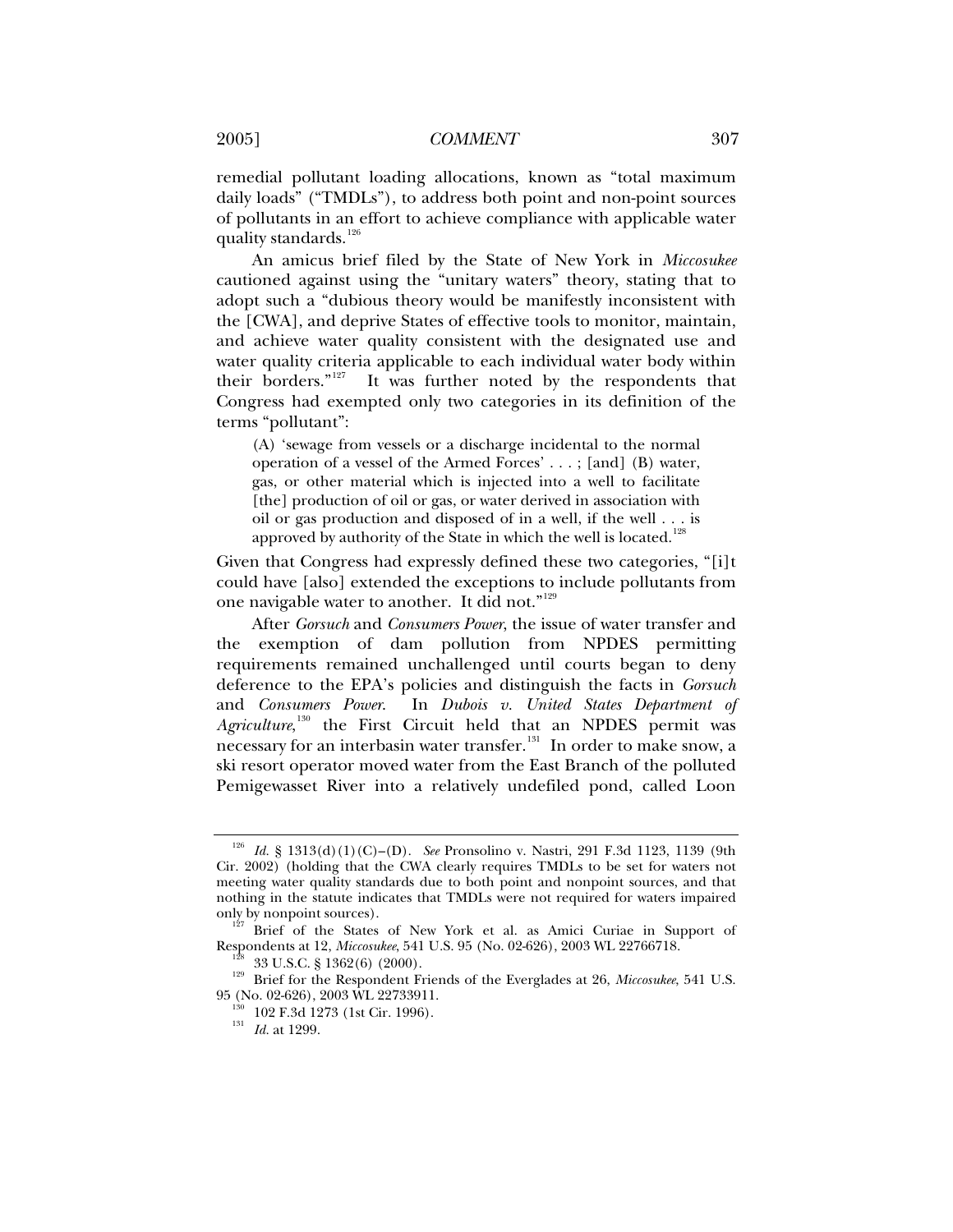remedial pollutant loading allocations, known as "total maximum daily loads" ("TMDLs"), to address both point and non-point sources of pollutants in an effort to achieve compliance with applicable water quality standards.[126]

An amicus brief filed by the State of New York in *Miccosukee* cautioned against using the "unitary waters" theory, stating that to adopt such a "dubious theory would be manifestly inconsistent with the [CWA], and deprive States of effective tools to monitor, maintain, and achieve water quality consistent with the designated use and water quality criteria applicable to each individual water body within their borders."[127] It was further noted by the respondents that Congress had exempted only two categories in its definition of the terms "pollutant":

> (A) 'sewage from vessels or a discharge incidental to the normal operation of a vessel of the Armed Forces' . . . ; [and] (B) water, gas, or other material which is injected into a well to facilitate [the] production of oil or gas, or water derived in association with oil or gas production and disposed of in a well, if the well . . . is approved by authority of the State in which the well is located.[128]

Given that Congress had expressly defined these two categories, "[i]t could have [also] extended the exceptions to include pollutants from one navigable water to another. It did not."[129]

After *Gorsuch* and *Consumers Power*, the issue of water transfer and the exemption of dam pollution from NPDES permitting requirements remained unchallenged until courts began to deny deference to the EPA's policies and distinguish the facts in *Gorsuch* and *Consumers Power*. In *Dubois v. United States Department of Agriculture*,[130] the First Circuit held that an NPDES permit was necessary for an interbasin water transfer.[131] In order to make snow, a ski resort operator moved water from the East Branch of the polluted Pemigewasset River into a relatively undefiled pond, called Loon

---

[126] *Id.* § 1313(d)(1)(C)–(D). *See* Pronsolino v. Nastri, 291 F.3d 1123, 1139 (9th Cir. 2002) (holding that the CWA clearly requires TMDLs to be set for waters not meeting water quality standards due to both point and nonpoint sources, and that nothing in the statute indicates that TMDLs were not required for waters impaired only by nonpoint sources).

[127] Brief of the States of New York et al. as Amici Curiae in Support of Respondents at 12, *Miccosukee*, 541 U.S. 95 (No. 02-626), 2003 WL 22766718.

[128] 33 U.S.C. § 1362(6) (2000).

[129] Brief for the Respondent Friends of the Everglades at 26, *Miccosukee*, 541 U.S. 95 (No. 02-626), 2003 WL 22733911.

[130] 102 F.3d 1273 (1st Cir. 1996).

[131] *Id.* at 1299.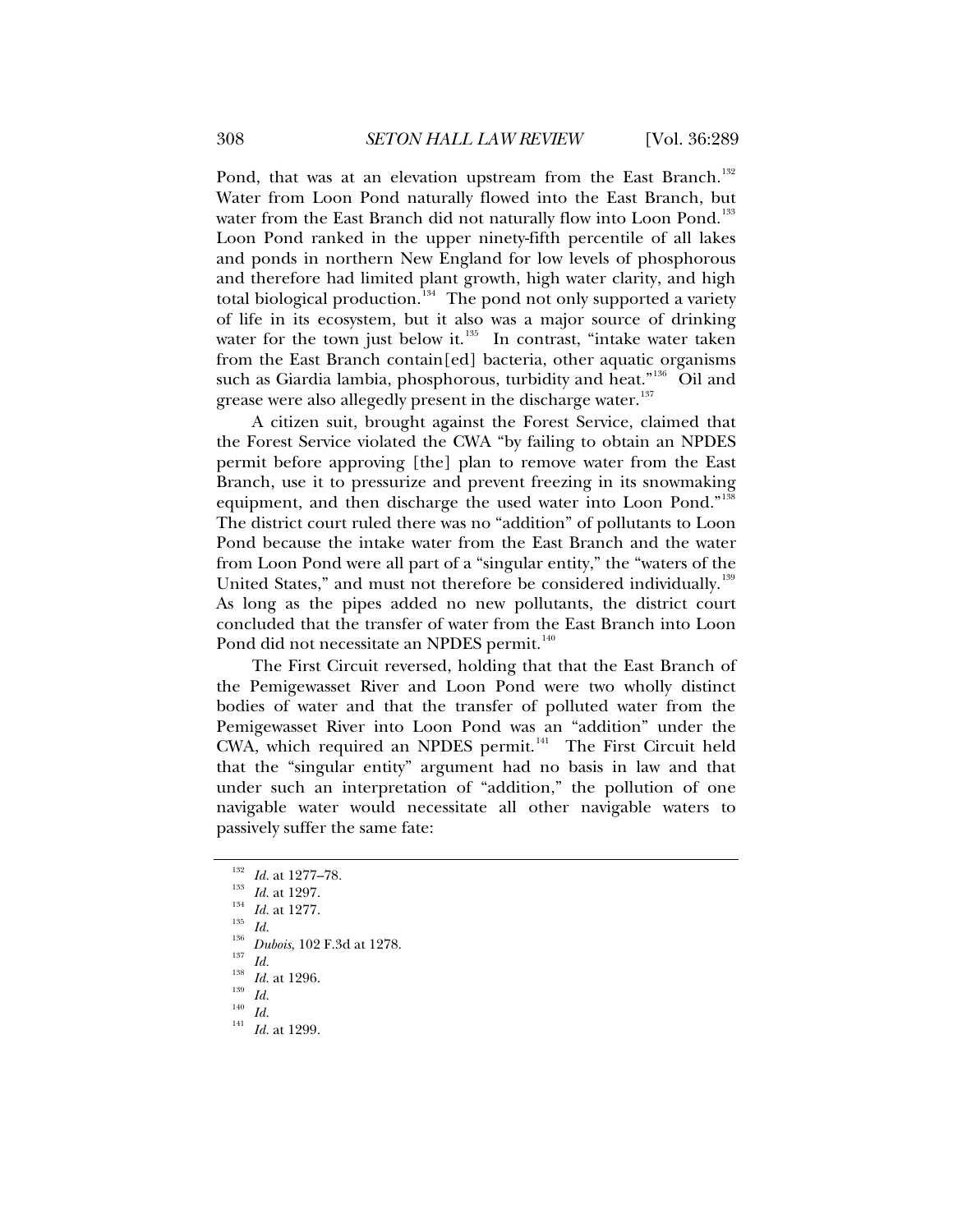Pond, that was at an elevation upstream from the East Branch.[132] Water from Loon Pond naturally flowed into the East Branch, but water from the East Branch did not naturally flow into Loon Pond.[133] Loon Pond ranked in the upper ninety-fifth percentile of all lakes and ponds in northern New England for low levels of phosphorous and therefore had limited plant growth, high water clarity, and high total biological production.[134] The pond not only supported a variety of life in its ecosystem, but it also was a major source of drinking water for the town just below it.[135] In contrast, "intake water taken from the East Branch contain[ed] bacteria, other aquatic organisms such as Giardia lambia, phosphorous, turbidity and heat."[136] Oil and grease were also allegedly present in the discharge water.[137]

A citizen suit, brought against the Forest Service, claimed that the Forest Service violated the CWA "by failing to obtain an NPDES permit before approving [the] plan to remove water from the East Branch, use it to pressurize and prevent freezing in its snowmaking equipment, and then discharge the used water into Loon Pond."[138] The district court ruled there was no "addition" of pollutants to Loon Pond because the intake water from the East Branch and the water from Loon Pond were all part of a "singular entity," the "waters of the United States," and must not therefore be considered individually.[139] As long as the pipes added no new pollutants, the district court concluded that the transfer of water from the East Branch into Loon Pond did not necessitate an NPDES permit.[140]

The First Circuit reversed, holding that that the East Branch of the Pemigewasset River and Loon Pond were two wholly distinct bodies of water and that the transfer of polluted water from the Pemigewasset River into Loon Pond was an "addition" under the CWA, which required an NPDES permit.[141] The First Circuit held that the "singular entity" argument had no basis in law and that under such an interpretation of "addition," the pollution of one navigable water would necessitate all other navigable waters to passively suffer the same fate:

---

[132] *Id.* at 1277–78.
[133] *Id.* at 1297.
[134] *Id.* at 1277.
[135] *Id.*
[136] *Dubois*, 102 F.3d at 1278.
[137] *Id.*
[138] *Id.* at 1296.
[139] *Id.*
[140] *Id.*
[141] *Id.* at 1299.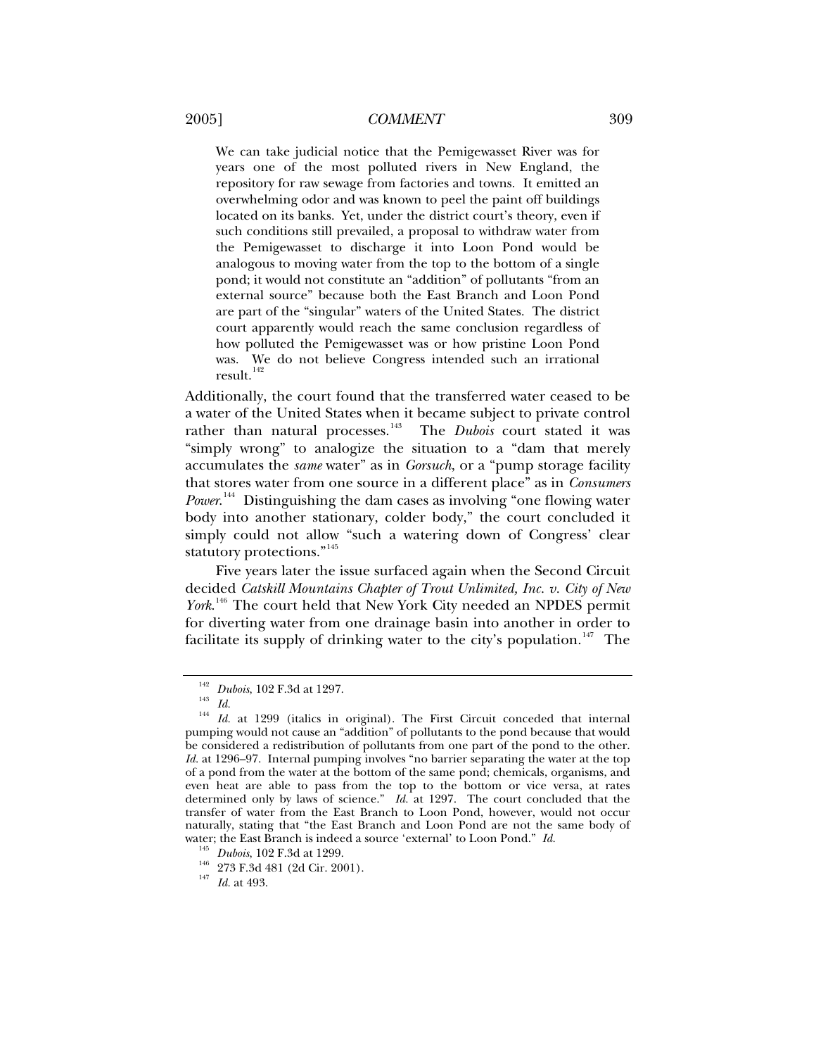> We can take judicial notice that the Pemigewasset River was for years one of the most polluted rivers in New England, the repository for raw sewage from factories and towns. It emitted an overwhelming odor and was known to peel the paint off buildings located on its banks. Yet, under the district court's theory, even if such conditions still prevailed, a proposal to withdraw water from the Pemigewasset to discharge it into Loon Pond would be analogous to moving water from the top to the bottom of a single pond; it would not constitute an "addition" of pollutants "from an external source" because both the East Branch and Loon Pond are part of the "singular" waters of the United States. The district court apparently would reach the same conclusion regardless of how polluted the Pemigewasset was or how pristine Loon Pond was. We do not believe Congress intended such an irrational result.[142]

Additionally, the court found that the transferred water ceased to be a water of the United States when it became subject to private control rather than natural processes.[143] The *Dubois* court stated it was "simply wrong" to analogize the situation to a "dam that merely accumulates the *same* water" as in *Gorsuch*, or a "pump storage facility that stores water from one source in a different place" as in *Consumers Power*.[144] Distinguishing the dam cases as involving "one flowing water body into another stationary, colder body," the court concluded it simply could not allow "such a watering down of Congress' clear statutory protections."[145]

Five years later the issue surfaced again when the Second Circuit decided *Catskill Mountains Chapter of Trout Unlimited, Inc. v. City of New York*.[146] The court held that New York City needed an NPDES permit for diverting water from one drainage basin into another in order to facilitate its supply of drinking water to the city's population.[147] The

---

[142] *Dubois*, 102 F.3d at 1297.

[143] *Id.*

[144] *Id.* at 1299 (italics in original). The First Circuit conceded that internal pumping would not cause an "addition" of pollutants to the pond because that would be considered a redistribution of pollutants from one part of the pond to the other. *Id.* at 1296–97. Internal pumping involves "no barrier separating the water at the top of a pond from the water at the bottom of the same pond; chemicals, organisms, and even heat are able to pass from the top to the bottom or vice versa, at rates determined only by laws of science." *Id.* at 1297. The court concluded that the transfer of water from the East Branch to Loon Pond, however, would not occur naturally, stating that "the East Branch and Loon Pond are not the same body of water; the East Branch is indeed a source 'external' to Loon Pond." *Id.*

[145] *Dubois*, 102 F.3d at 1299.

[146] 273 F.3d 481 (2d Cir. 2001).

[147] *Id.* at 493.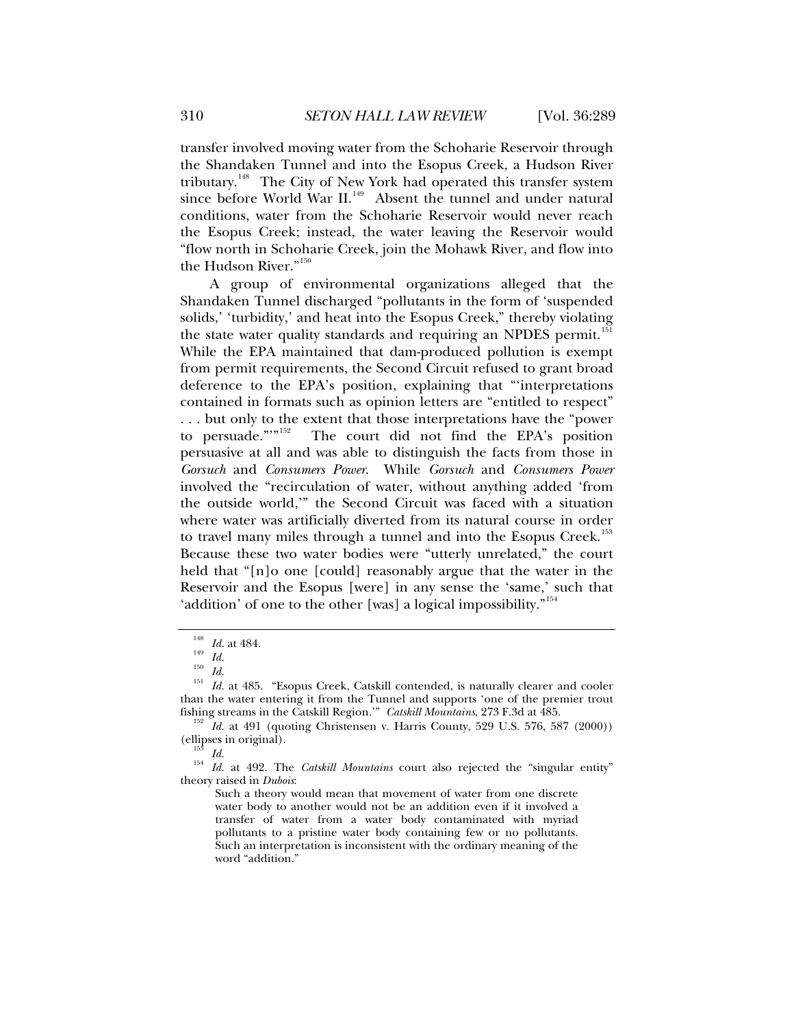transfer involved moving water from the Schoharie Reservoir through the Shandaken Tunnel and into the Esopus Creek, a Hudson River tributary.[148] The City of New York had operated this transfer system since before World War II.[149] Absent the tunnel and under natural conditions, water from the Schoharie Reservoir would never reach the Esopus Creek; instead, the water leaving the Reservoir would "flow north in Schoharie Creek, join the Mohawk River, and flow into the Hudson River."[150]

A group of environmental organizations alleged that the Shandaken Tunnel discharged "pollutants in the form of 'suspended solids,' 'turbidity,' and heat into the Esopus Creek," thereby violating the state water quality standards and requiring an NPDES permit.[151] While the EPA maintained that dam-produced pollution is exempt from permit requirements, the Second Circuit refused to grant broad deference to the EPA's position, explaining that "'interpretations contained in formats such as opinion letters are "entitled to respect" . . . but only to the extent that those interpretations have the "power to persuade."'"[152] The court did not find the EPA's position persuasive at all and was able to distinguish the facts from those in *Gorsuch* and *Consumers Power*. While *Gorsuch* and *Consumers Power* involved the "recirculation of water, without anything added 'from the outside world,'" the Second Circuit was faced with a situation where water was artificially diverted from its natural course in order to travel many miles through a tunnel and into the Esopus Creek.[153] Because these two water bodies were "utterly unrelated," the court held that "[n]o one [could] reasonably argue that the water in the Reservoir and the Esopus [were] in any sense the 'same,' such that 'addition' of one to the other [was] a logical impossibility."[154]

---

[148] *Id.* at 484.

[149] *Id.*

[150] *Id.*

[151] *Id.* at 485. "Esopus Creek, Catskill contended, is naturally clearer and cooler than the water entering it from the Tunnel and supports 'one of the premier trout fishing streams in the Catskill Region.'" *Catskill Mountains*, 273 F.3d at 485.

[152] *Id.* at 491 (quoting Christensen v. Harris County, 529 U.S. 576, 587 (2000)) (ellipses in original).

[153] *Id.*

[154] *Id.* at 492. The *Catskill Mountains* court also rejected the "singular entity" theory raised in *Dubois*:

> Such a theory would mean that movement of water from one discrete water body to another would not be an addition even if it involved a transfer of water from a water body contaminated with myriad pollutants to a pristine water body containing few or no pollutants. Such an interpretation is inconsistent with the ordinary meaning of the word "addition."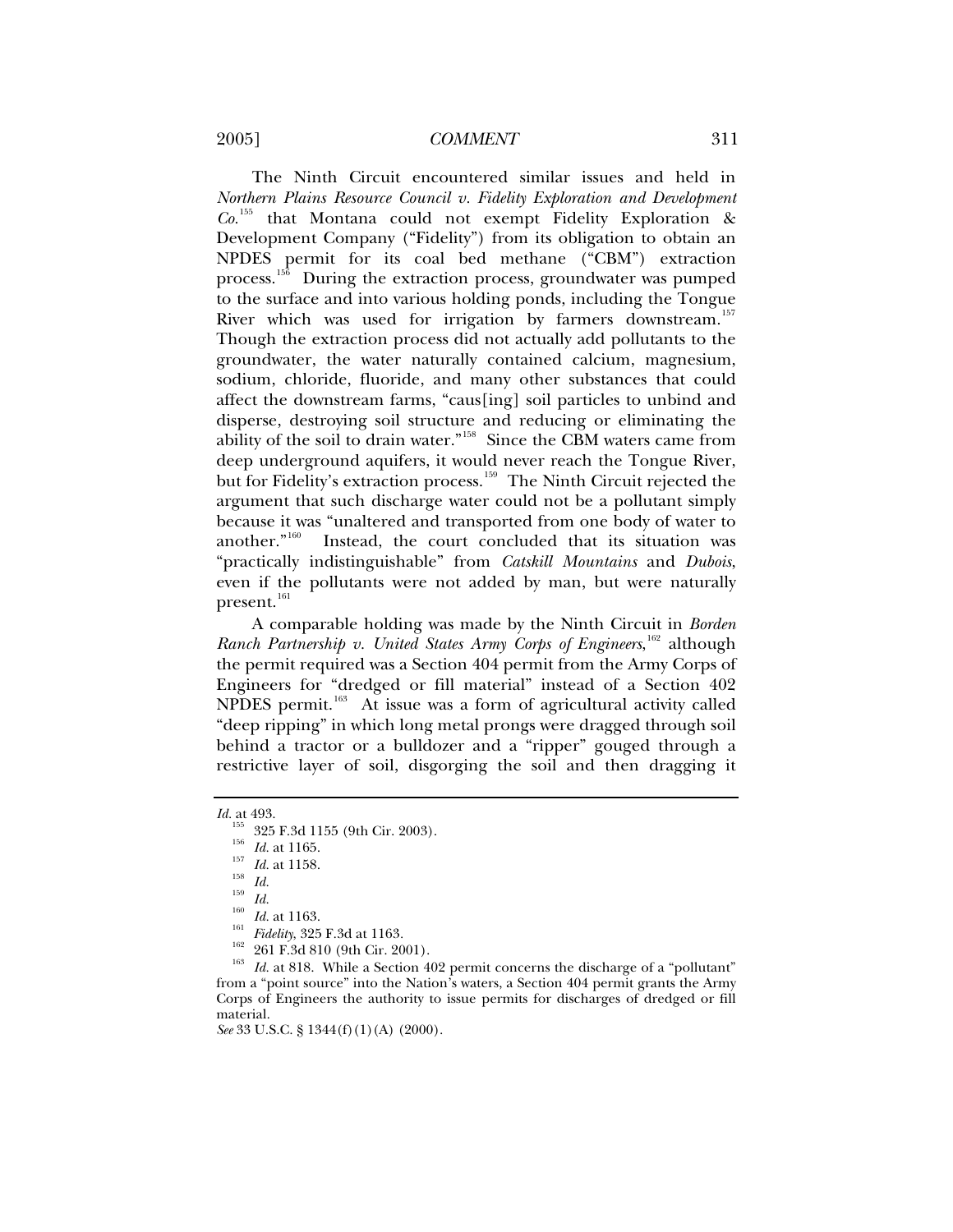The Ninth Circuit encountered similar issues and held in *Northern Plains Resource Council v. Fidelity Exploration and Development Co.*[155] that Montana could not exempt Fidelity Exploration & Development Company ("Fidelity") from its obligation to obtain an NPDES permit for its coal bed methane ("CBM") extraction process.[156] During the extraction process, groundwater was pumped to the surface and into various holding ponds, including the Tongue River which was used for irrigation by farmers downstream.[157] Though the extraction process did not actually add pollutants to the groundwater, the water naturally contained calcium, magnesium, sodium, chloride, fluoride, and many other substances that could affect the downstream farms, "caus[ing] soil particles to unbind and disperse, destroying soil structure and reducing or eliminating the ability of the soil to drain water."[158] Since the CBM waters came from deep underground aquifers, it would never reach the Tongue River, but for Fidelity's extraction process.[159] The Ninth Circuit rejected the argument that such discharge water could not be a pollutant simply because it was "unaltered and transported from one body of water to another."[160] Instead, the court concluded that its situation was "practically indistinguishable" from *Catskill Mountains* and *Dubois*, even if the pollutants were not added by man, but were naturally present.[161]

A comparable holding was made by the Ninth Circuit in *Borden Ranch Partnership v. United States Army Corps of Engineers*,[162] although the permit required was a Section 404 permit from the Army Corps of Engineers for "dredged or fill material" instead of a Section 402 NPDES permit.[163] At issue was a form of agricultural activity called "deep ripping" in which long metal prongs were dragged through soil behind a tractor or a bulldozer and a "ripper" gouged through a restrictive layer of soil, disgorging the soil and then dragging it

---

*Id.* at 493.

[155] 325 F.3d 1155 (9th Cir. 2003).

[156] *Id.* at 1165.

[157] *Id.* at 1158.

[158] *Id.*

[159] *Id.*

[160] *Id.* at 1163.

[161] *Fidelity*, 325 F.3d at 1163.

[162] 261 F.3d 810 (9th Cir. 2001).

[163] *Id.* at 818. While a Section 402 permit concerns the discharge of a "pollutant" from a "point source" into the Nation's waters, a Section 404 permit grants the Army Corps of Engineers the authority to issue permits for discharges of dredged or fill material.
*See* 33 U.S.C. § 1344(f)(1)(A) (2000).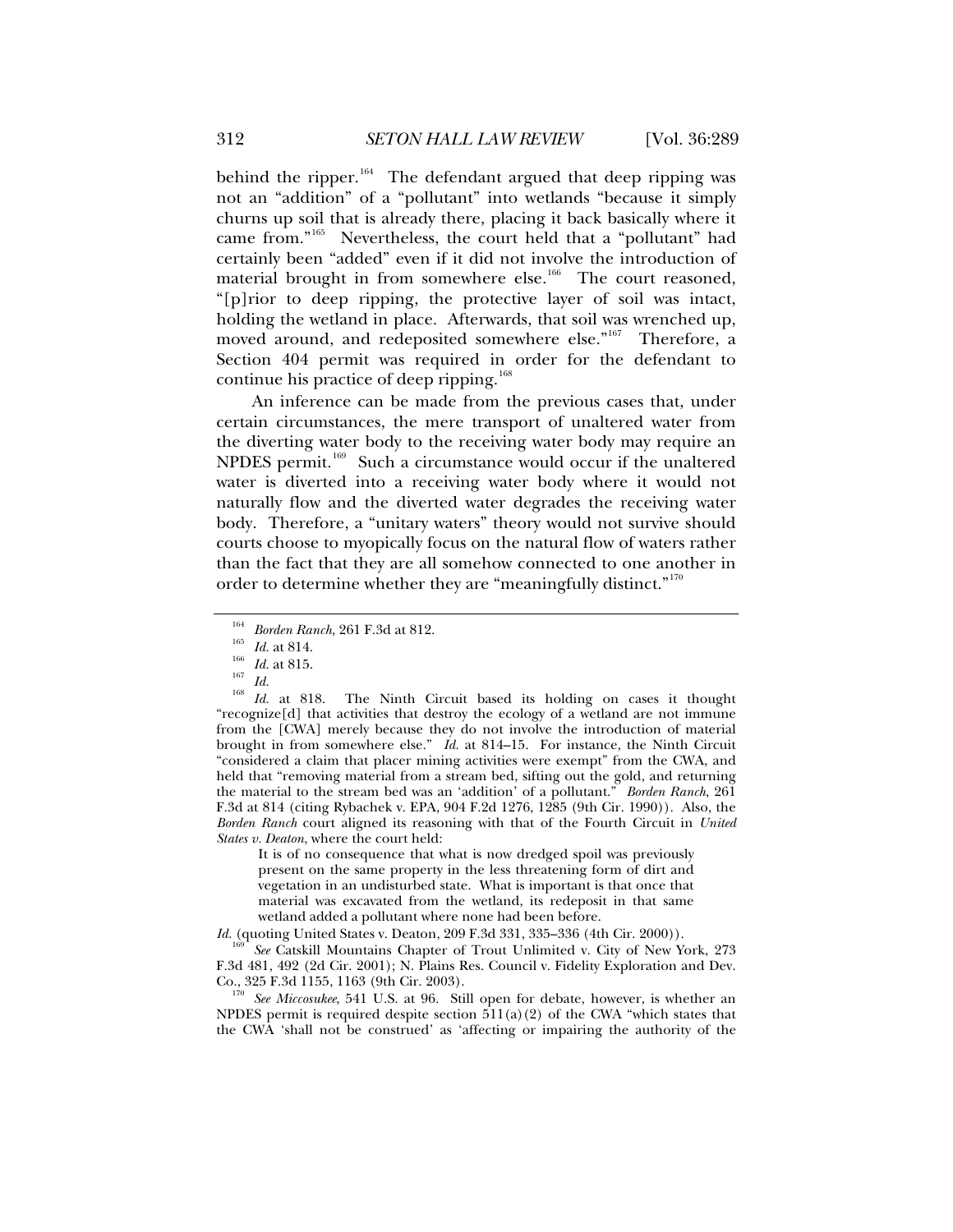behind the ripper.[164] The defendant argued that deep ripping was not an "addition" of a "pollutant" into wetlands "because it simply churns up soil that is already there, placing it back basically where it came from."[165] Nevertheless, the court held that a "pollutant" had certainly been "added" even if it did not involve the introduction of material brought in from somewhere else.[166] The court reasoned, "[p]rior to deep ripping, the protective layer of soil was intact, holding the wetland in place. Afterwards, that soil was wrenched up, moved around, and redeposited somewhere else."[167] Therefore, a Section 404 permit was required in order for the defendant to continue his practice of deep ripping.[168]

An inference can be made from the previous cases that, under certain circumstances, the mere transport of unaltered water from the diverting water body to the receiving water body may require an NPDES permit.[169] Such a circumstance would occur if the unaltered water is diverted into a receiving water body where it would not naturally flow and the diverted water degrades the receiving water body. Therefore, a "unitary waters" theory would not survive should courts choose to myopically focus on the natural flow of waters rather than the fact that they are all somehow connected to one another in order to determine whether they are "meaningfully distinct."[170]

---

[164] *Borden Ranch*, 261 F.3d at 812.

[165] *Id.* at 814.

[166] *Id.* at 815.

[167] *Id.*

[168] *Id.* at 818. The Ninth Circuit based its holding on cases it thought "recognize[d] that activities that destroy the ecology of a wetland are not immune from the [CWA] merely because they do not involve the introduction of material brought in from somewhere else." *Id.* at 814–15. For instance, the Ninth Circuit "considered a claim that placer mining activities were exempt" from the CWA, and held that "removing material from a stream bed, sifting out the gold, and returning the material to the stream bed was an 'addition' of a pollutant." *Borden Ranch*, 261 F.3d at 814 (citing Rybachek v. EPA, 904 F.2d 1276, 1285 (9th Cir. 1990)). Also, the *Borden Ranch* court aligned its reasoning with that of the Fourth Circuit in *United States v. Deaton*, where the court held:

> It is of no consequence that what is now dredged spoil was previously present on the same property in the less threatening form of dirt and vegetation in an undisturbed state. What is important is that once that material was excavated from the wetland, its redeposit in that same wetland added a pollutant where none had been before.

*Id.* (quoting United States v. Deaton, 209 F.3d 331, 335–336 (4th Cir. 2000)).

[169] *See* Catskill Mountains Chapter of Trout Unlimited v. City of New York, 273 F.3d 481, 492 (2d Cir. 2001); N. Plains Res. Council v. Fidelity Exploration and Dev. Co., 325 F.3d 1155, 1163 (9th Cir. 2003).

[170] *See Miccosukee*, 541 U.S. at 96. Still open for debate, however, is whether an NPDES permit is required despite section 511(a)(2) of the CWA "which states that the CWA 'shall not be construed' as 'affecting or impairing the authority of the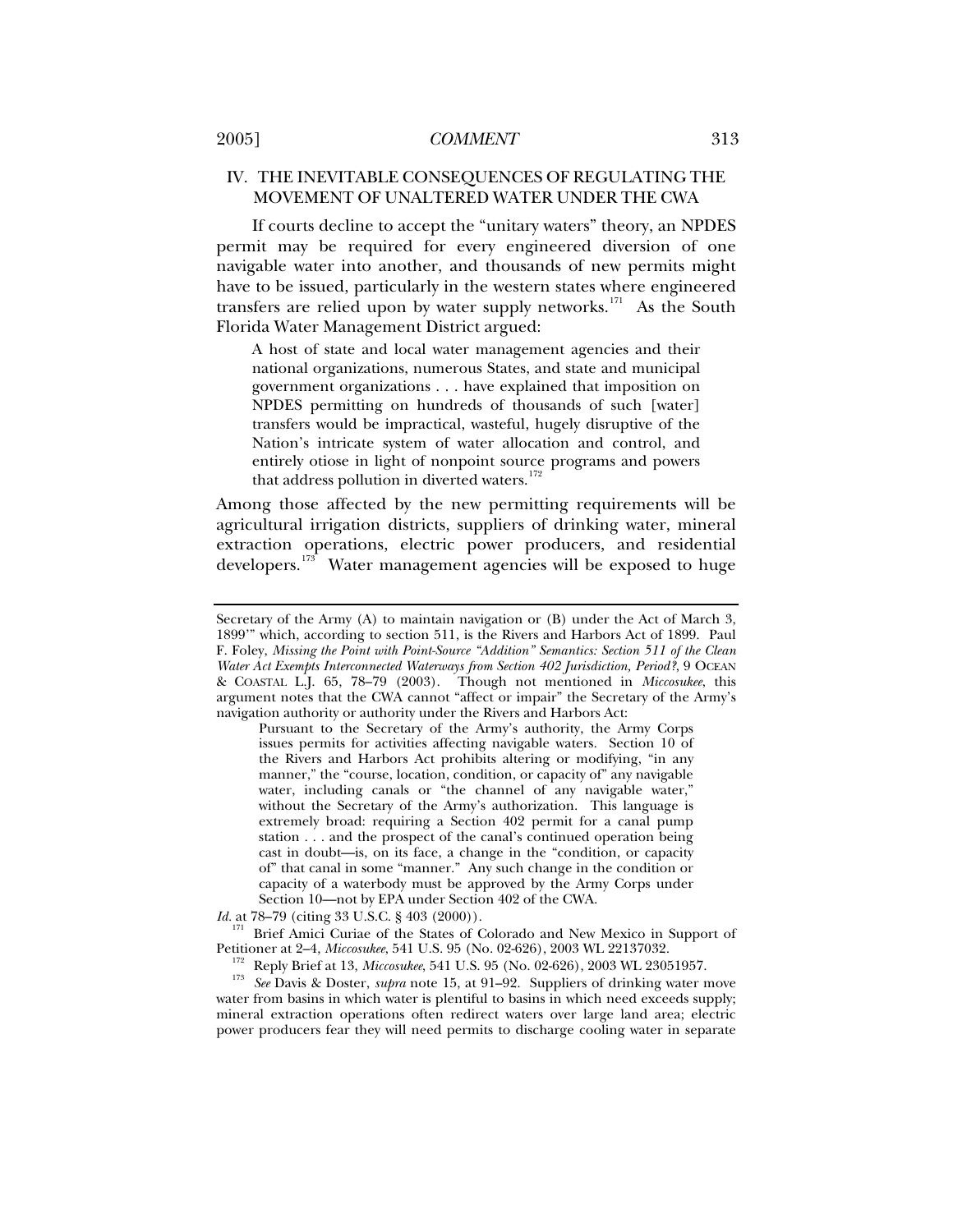## IV. THE INEVITABLE CONSEQUENCES OF REGULATING THE MOVEMENT OF UNALTERED WATER UNDER THE CWA

If courts decline to accept the "unitary waters" theory, an NPDES permit may be required for every engineered diversion of one navigable water into another, and thousands of new permits might have to be issued, particularly in the western states where engineered transfers are relied upon by water supply networks.[171] As the South Florida Water Management District argued:

> A host of state and local water management agencies and their national organizations, numerous States, and state and municipal government organizations . . . have explained that imposition on NPDES permitting on hundreds of thousands of such [water] transfers would be impractical, wasteful, hugely disruptive of the Nation's intricate system of water allocation and control, and entirely otiose in light of nonpoint source programs and powers that address pollution in diverted waters.[172]

Among those affected by the new permitting requirements will be agricultural irrigation districts, suppliers of drinking water, mineral extraction operations, electric power producers, and residential developers.[173] Water management agencies will be exposed to huge

---

Secretary of the Army (A) to maintain navigation or (B) under the Act of March 3, 1899'" which, according to section 511, is the Rivers and Harbors Act of 1899. Paul F. Foley, *Missing the Point with Point-Source "Addition" Semantics: Section 511 of the Clean Water Act Exempts Interconnected Waterways from Section 402 Jurisdiction, Period?*, 9 OCEAN & COASTAL L.J. 65, 78–79 (2003). Though not mentioned in *Miccosukee*, this argument notes that the CWA cannot "affect or impair" the Secretary of the Army's navigation authority or authority under the Rivers and Harbors Act:

> Pursuant to the Secretary of the Army's authority, the Army Corps issues permits for activities affecting navigable waters. Section 10 of the Rivers and Harbors Act prohibits altering or modifying, "in any manner," the "course, location, condition, or capacity of" any navigable water, including canals or "the channel of any navigable water," without the Secretary of the Army's authorization. This language is extremely broad: requiring a Section 402 permit for a canal pump station . . . and the prospect of the canal's continued operation being cast in doubt—is, on its face, a change in the "condition, or capacity of" that canal in some "manner." Any such change in the condition or capacity of a waterbody must be approved by the Army Corps under Section 10—not by EPA under Section 402 of the CWA.

*Id.* at 78–79 (citing 33 U.S.C. § 403 (2000)).

[171] Brief Amici Curiae of the States of Colorado and New Mexico in Support of Petitioner at 2–4, *Miccosukee*, 541 U.S. 95 (No. 02-626), 2003 WL 22137032.

[172] Reply Brief at 13, *Miccosukee*, 541 U.S. 95 (No. 02-626), 2003 WL 23051957.

[173] *See* Davis & Doster, *supra* note 15, at 91–92. Suppliers of drinking water move water from basins in which water is plentiful to basins in which need exceeds supply; mineral extraction operations often redirect waters over large land area; electric power producers fear they will need permits to discharge cooling water in separate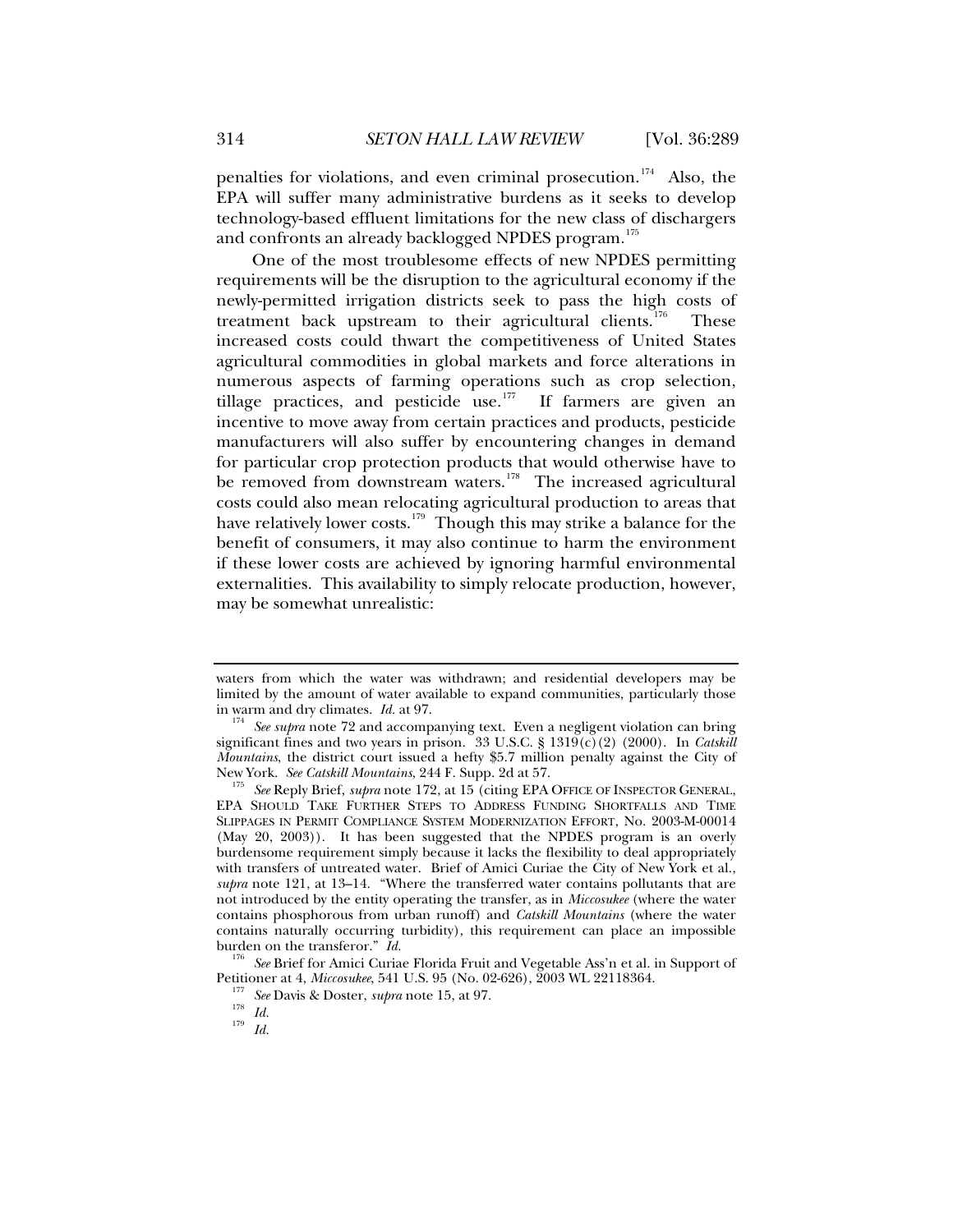penalties for violations, and even criminal prosecution.[174] Also, the EPA will suffer many administrative burdens as it seeks to develop technology-based effluent limitations for the new class of dischargers and confronts an already backlogged NPDES program.[175]

One of the most troublesome effects of new NPDES permitting requirements will be the disruption to the agricultural economy if the newly-permitted irrigation districts seek to pass the high costs of treatment back upstream to their agricultural clients.[176] These increased costs could thwart the competitiveness of United States agricultural commodities in global markets and force alterations in numerous aspects of farming operations such as crop selection, tillage practices, and pesticide use.[177] If farmers are given an incentive to move away from certain practices and products, pesticide manufacturers will also suffer by encountering changes in demand for particular crop protection products that would otherwise have to be removed from downstream waters.[178] The increased agricultural costs could also mean relocating agricultural production to areas that have relatively lower costs.[179] Though this may strike a balance for the benefit of consumers, it may also continue to harm the environment if these lower costs are achieved by ignoring harmful environmental externalities. This availability to simply relocate production, however, may be somewhat unrealistic:

---

waters from which the water was withdrawn; and residential developers may be limited by the amount of water available to expand communities, particularly those in warm and dry climates. *Id.* at 97.

[174] *See supra* note 72 and accompanying text. Even a negligent violation can bring significant fines and two years in prison. 33 U.S.C. § 1319(c)(2) (2000). In *Catskill Mountains*, the district court issued a hefty $5.7 million penalty against the City of New York. *See Catskill Mountains*, 244 F. Supp. 2d at 57.

[175] *See* Reply Brief, *supra* note 172, at 15 (citing EPA OFFICE OF INSPECTOR GENERAL, EPA SHOULD TAKE FURTHER STEPS TO ADDRESS FUNDING SHORTFALLS AND TIME SLIPPAGES IN PERMIT COMPLIANCE SYSTEM MODERNIZATION EFFORT, No. 2003-M-00014 (May 20, 2003)). It has been suggested that the NPDES program is an overly burdensome requirement simply because it lacks the flexibility to deal appropriately with transfers of untreated water. Brief of Amici Curiae the City of New York et al., *supra* note 121, at 13–14. "Where the transferred water contains pollutants that are not introduced by the entity operating the transfer, as in *Miccosukee* (where the water contains phosphorous from urban runoff) and *Catskill Mountains* (where the water contains naturally occurring turbidity), this requirement can place an impossible burden on the transferor." *Id.*

[176] *See* Brief for Amici Curiae Florida Fruit and Vegetable Ass'n et al. in Support of Petitioner at 4, *Miccosukee*, 541 U.S. 95 (No. 02-626), 2003 WL 22118364.

[177] *See* Davis & Doster, *supra* note 15, at 97.

[178] *Id.*

[179] *Id.*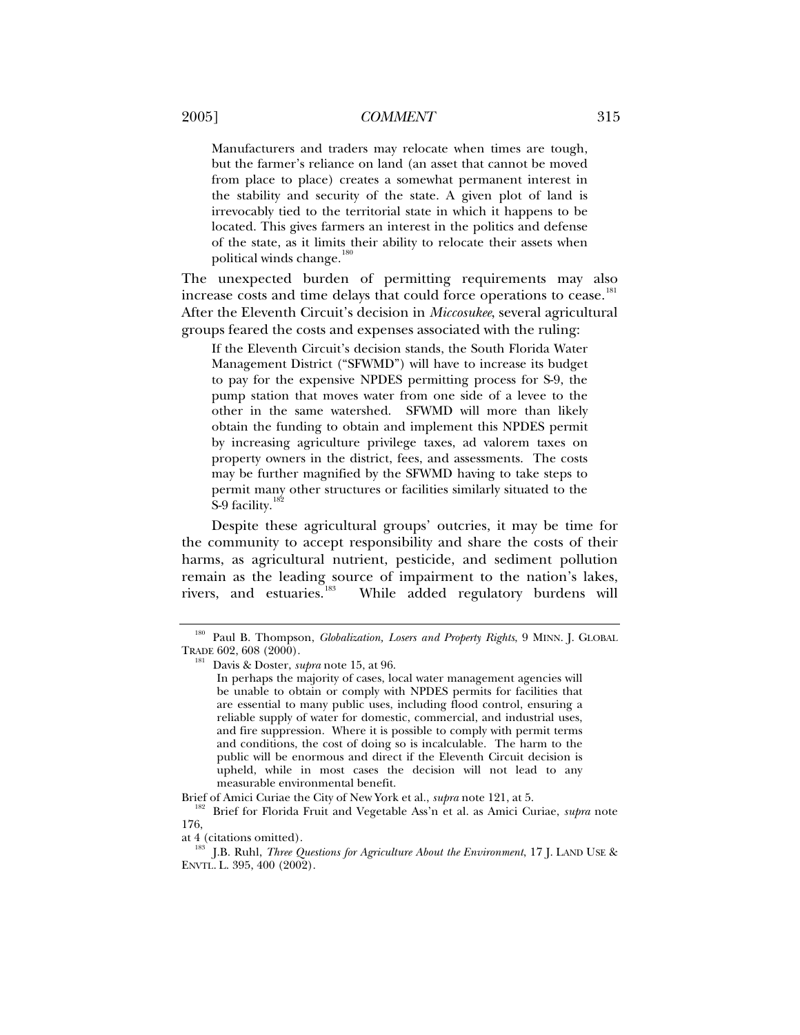> Manufacturers and traders may relocate when times are tough, but the farmer's reliance on land (an asset that cannot be moved from place to place) creates a somewhat permanent interest in the stability and security of the state. A given plot of land is irrevocably tied to the territorial state in which it happens to be located. This gives farmers an interest in the politics and defense of the state, as it limits their ability to relocate their assets when political winds change.[180]

The unexpected burden of permitting requirements may also increase costs and time delays that could force operations to cease.[181] After the Eleventh Circuit's decision in *Miccosukee*, several agricultural groups feared the costs and expenses associated with the ruling:

> If the Eleventh Circuit's decision stands, the South Florida Water Management District ("SFWMD") will have to increase its budget to pay for the expensive NPDES permitting process for S-9, the pump station that moves water from one side of a levee to the other in the same watershed. SFWMD will more than likely obtain the funding to obtain and implement this NPDES permit by increasing agriculture privilege taxes, ad valorem taxes on property owners in the district, fees, and assessments. The costs may be further magnified by the SFWMD having to take steps to permit many other structures or facilities similarly situated to the S-9 facility.[182]

Despite these agricultural groups' outcries, it may be time for the community to accept responsibility and share the costs of their harms, as agricultural nutrient, pesticide, and sediment pollution remain as the leading source of impairment to the nation's lakes, rivers, and estuaries.[183] While added regulatory burdens will

---

[180] Paul B. Thompson, *Globalization, Losers and Property Rights*, 9 MINN. J. GLOBAL TRADE 602, 608 (2000).

[181] Davis & Doster, *supra* note 15, at 96.

> In perhaps the majority of cases, local water management agencies will be unable to obtain or comply with NPDES permits for facilities that are essential to many public uses, including flood control, ensuring a reliable supply of water for domestic, commercial, and industrial uses, and fire suppression. Where it is possible to comply with permit terms and conditions, the cost of doing so is incalculable. The harm to the public will be enormous and direct if the Eleventh Circuit decision is upheld, while in most cases the decision will not lead to any measurable environmental benefit.

Brief of Amici Curiae the City of New York et al., *supra* note 121, at 5.

[182] Brief for Florida Fruit and Vegetable Ass'n et al. as Amici Curiae, *supra* note 176,
at 4 (citations omitted).

[183] J.B. Ruhl, *Three Questions for Agriculture About the Environment*, 17 J. LAND USE & ENVTL. L. 395, 400 (2002).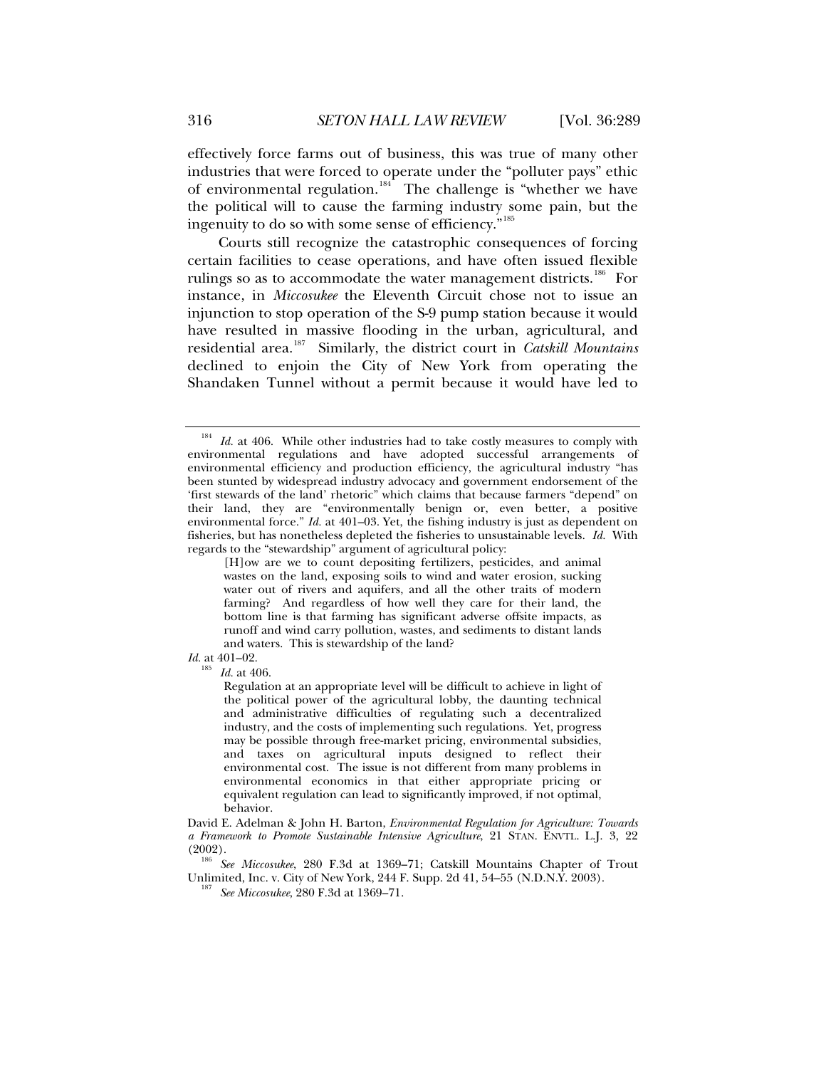effectively force farms out of business, this was true of many other industries that were forced to operate under the "polluter pays" ethic of environmental regulation.[184] The challenge is "whether we have the political will to cause the farming industry some pain, but the ingenuity to do so with some sense of efficiency."[185]

Courts still recognize the catastrophic consequences of forcing certain facilities to cease operations, and have often issued flexible rulings so as to accommodate the water management districts.[186] For instance, in *Miccosukee* the Eleventh Circuit chose not to issue an injunction to stop operation of the S-9 pump station because it would have resulted in massive flooding in the urban, agricultural, and residential area.[187] Similarly, the district court in *Catskill Mountains* declined to enjoin the City of New York from operating the Shandaken Tunnel without a permit because it would have led to

---

[184] *Id.* at 406. While other industries had to take costly measures to comply with environmental regulations and have adopted successful arrangements of environmental efficiency and production efficiency, the agricultural industry "has been stunted by widespread industry advocacy and government endorsement of the 'first stewards of the land' rhetoric" which claims that because farmers "depend" on their land, they are "environmentally benign or, even better, a positive environmental force." *Id.* at 401–03. Yet, the fishing industry is just as dependent on fisheries, but has nonetheless depleted the fisheries to unsustainable levels. *Id.* With regards to the "stewardship" argument of agricultural policy:

> [H]ow are we to count depositing fertilizers, pesticides, and animal wastes on the land, exposing soils to wind and water erosion, sucking water out of rivers and aquifers, and all the other traits of modern farming? And regardless of how well they care for their land, the bottom line is that farming has significant adverse offsite impacts, as runoff and wind carry pollution, wastes, and sediments to distant lands and waters. This is stewardship of the land?

*Id.* at 401–02.

[185] *Id.* at 406.

> Regulation at an appropriate level will be difficult to achieve in light of the political power of the agricultural lobby, the daunting technical and administrative difficulties of regulating such a decentralized industry, and the costs of implementing such regulations. Yet, progress may be possible through free-market pricing, environmental subsidies, and taxes on agricultural inputs designed to reflect their environmental cost. The issue is not different from many problems in environmental economics in that either appropriate pricing or equivalent regulation can lead to significantly improved, if not optimal, behavior.

David E. Adelman & John H. Barton, *Environmental Regulation for Agriculture: Towards a Framework to Promote Sustainable Intensive Agriculture*, 21 STAN. ENVTL. L.J. 3, 22 (2002).

[186] *See Miccosukee*, 280 F.3d at 1369–71; Catskill Mountains Chapter of Trout Unlimited, Inc. v. City of New York, 244 F. Supp. 2d 41, 54–55 (N.D.N.Y. 2003).

[187] *See Miccosukee*, 280 F.3d at 1369–71.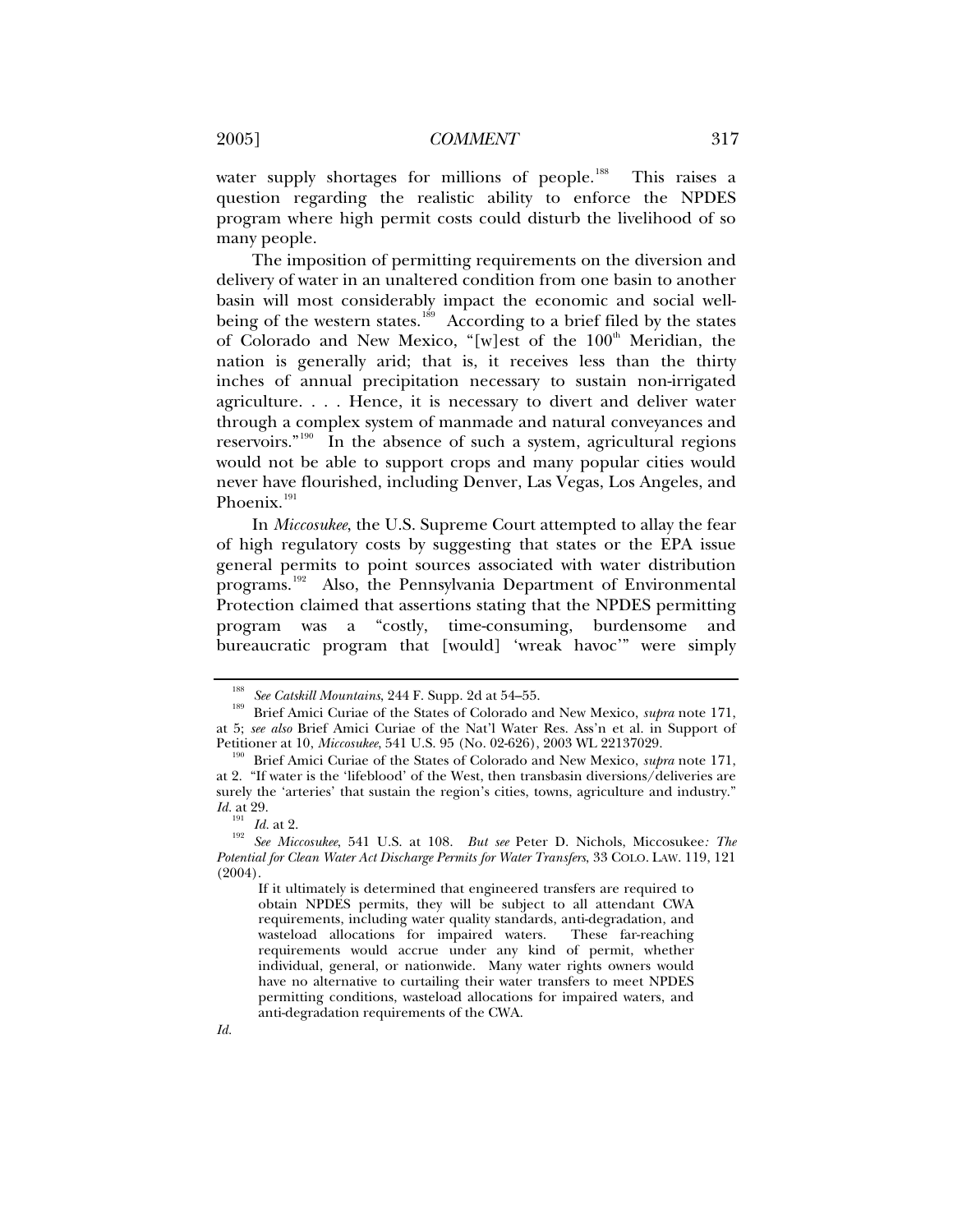water supply shortages for millions of people.[188] This raises a question regarding the realistic ability to enforce the NPDES program where high permit costs could disturb the livelihood of so many people.

The imposition of permitting requirements on the diversion and delivery of water in an unaltered condition from one basin to another basin will most considerably impact the economic and social well-being of the western states.[189] According to a brief filed by the states of Colorado and New Mexico, "[w]est of the 100th Meridian, the nation is generally arid; that is, it receives less than the thirty inches of annual precipitation necessary to sustain non-irrigated agriculture. . . . Hence, it is necessary to divert and deliver water through a complex system of manmade and natural conveyances and reservoirs."[190] In the absence of such a system, agricultural regions would not be able to support crops and many popular cities would never have flourished, including Denver, Las Vegas, Los Angeles, and Phoenix.[191]

In *Miccosukee*, the U.S. Supreme Court attempted to allay the fear of high regulatory costs by suggesting that states or the EPA issue general permits to point sources associated with water distribution programs.[192] Also, the Pennsylvania Department of Environmental Protection claimed that assertions stating that the NPDES permitting program was a "costly, time-consuming, burdensome and bureaucratic program that [would] 'wreak havoc'" were simply

---

[188] *See Catskill Mountains*, 244 F. Supp. 2d at 54–55.

[189] Brief Amici Curiae of the States of Colorado and New Mexico, *supra* note 171, at 5; *see also* Brief Amici Curiae of the Nat'l Water Res. Ass'n et al. in Support of Petitioner at 10, *Miccosukee*, 541 U.S. 95 (No. 02-626), 2003 WL 22137029.

[190] Brief Amici Curiae of the States of Colorado and New Mexico, *supra* note 171, at 2. "If water is the 'lifeblood' of the West, then transbasin diversions/deliveries are surely the 'arteries' that sustain the region's cities, towns, agriculture and industry." *Id.* at 29.

[191] *Id.* at 2.

[192] *See Miccosukee*, 541 U.S. at 108. *But see* Peter D. Nichols, Miccosukee*: The Potential for Clean Water Act Discharge Permits for Water Transfers*, 33 COLO. LAW. 119, 121 (2004).

> If it ultimately is determined that engineered transfers are required to obtain NPDES permits, they will be subject to all attendant CWA requirements, including water quality standards, anti-degradation, and wasteload allocations for impaired waters. These far-reaching requirements would accrue under any kind of permit, whether individual, general, or nationwide. Many water rights owners would have no alternative to curtailing their water transfers to meet NPDES permitting conditions, wasteload allocations for impaired waters, and anti-degradation requirements of the CWA.

*Id.*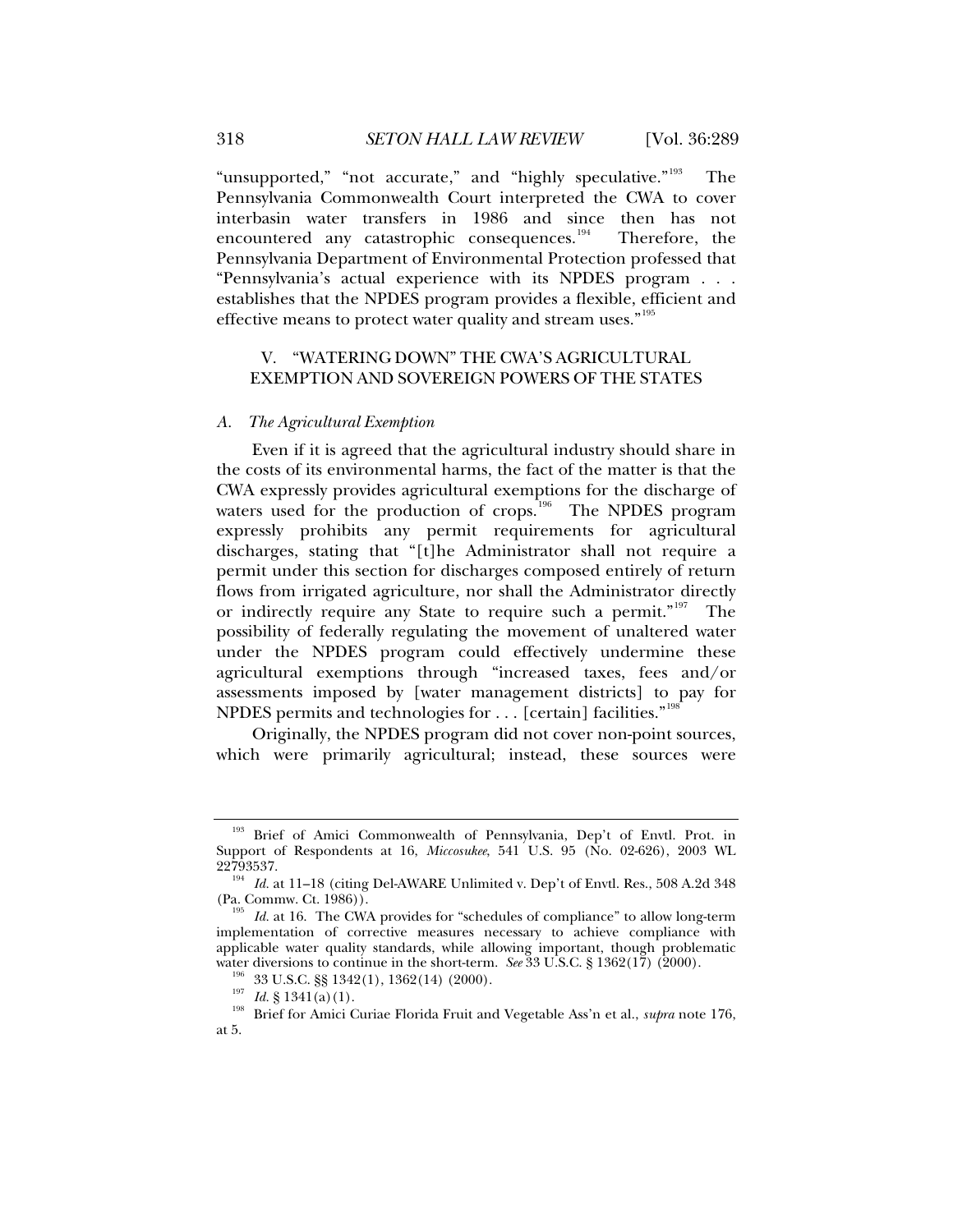"unsupported," "not accurate," and "highly speculative."[193] The Pennsylvania Commonwealth Court interpreted the CWA to cover interbasin water transfers in 1986 and since then has not encountered any catastrophic consequences.[194] Therefore, the Pennsylvania Department of Environmental Protection professed that "Pennsylvania's actual experience with its NPDES program . . . establishes that the NPDES program provides a flexible, efficient and effective means to protect water quality and stream uses."[195]

## V. "WATERING DOWN" THE CWA'S AGRICULTURAL EXEMPTION AND SOVEREIGN POWERS OF THE STATES

### *A. The Agricultural Exemption*

Even if it is agreed that the agricultural industry should share in the costs of its environmental harms, the fact of the matter is that the CWA expressly provides agricultural exemptions for the discharge of waters used for the production of crops.[196] The NPDES program expressly prohibits any permit requirements for agricultural discharges, stating that "[t]he Administrator shall not require a permit under this section for discharges composed entirely of return flows from irrigated agriculture, nor shall the Administrator directly or indirectly require any State to require such a permit."[197] The possibility of federally regulating the movement of unaltered water under the NPDES program could effectively undermine these agricultural exemptions through "increased taxes, fees and/or assessments imposed by [water management districts] to pay for NPDES permits and technologies for . . . [certain] facilities."[198]

Originally, the NPDES program did not cover non-point sources, which were primarily agricultural; instead, these sources were

---

[193] Brief of Amici Commonwealth of Pennsylvania, Dep't of Envtl. Prot. in Support of Respondents at 16, *Miccosukee*, 541 U.S. 95 (No. 02-626), 2003 WL 22793537.

[194] *Id.* at 11–18 (citing Del-AWARE Unlimited v. Dep't of Envtl. Res., 508 A.2d 348 (Pa. Commw. Ct. 1986)).

[195] *Id.* at 16. The CWA provides for "schedules of compliance" to allow long-term implementation of corrective measures necessary to achieve compliance with applicable water quality standards, while allowing important, though problematic water diversions to continue in the short-term. *See* 33 U.S.C. § 1362(17) (2000).

[196] 33 U.S.C. §§ 1342(1), 1362(14) (2000).

[197] *Id.* § 1341(a)(1).

[198] Brief for Amici Curiae Florida Fruit and Vegetable Ass'n et al., *supra* note 176, at 5.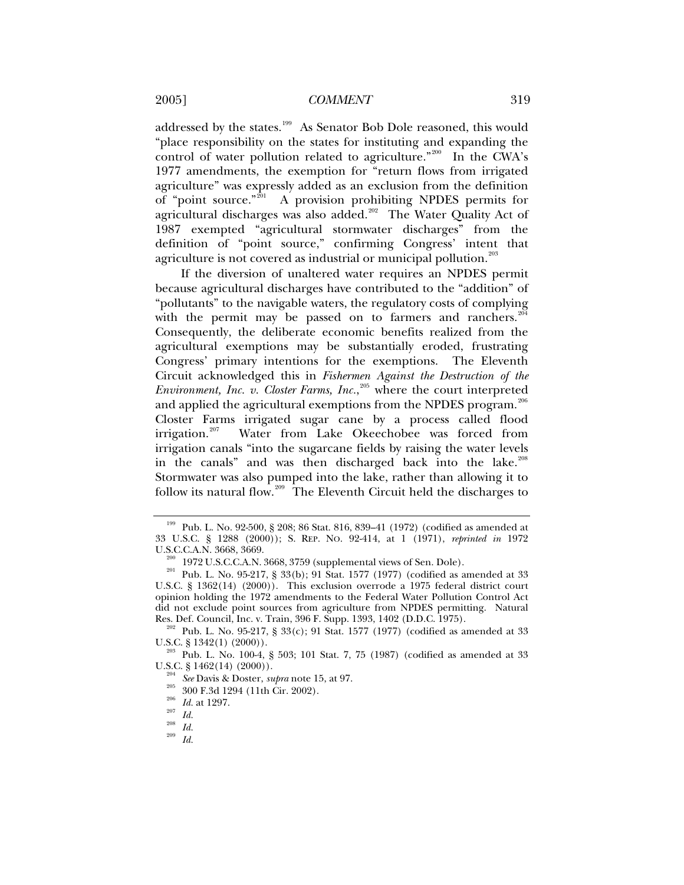addressed by the states.[199] As Senator Bob Dole reasoned, this would "place responsibility on the states for instituting and expanding the control of water pollution related to agriculture."[200] In the CWA's 1977 amendments, the exemption for "return flows from irrigated agriculture" was expressly added as an exclusion from the definition of "point source."[201] A provision prohibiting NPDES permits for agricultural discharges was also added.[202] The Water Quality Act of 1987 exempted "agricultural stormwater discharges" from the definition of "point source," confirming Congress' intent that agriculture is not covered as industrial or municipal pollution.[203]

If the diversion of unaltered water requires an NPDES permit because agricultural discharges have contributed to the "addition" of "pollutants" to the navigable waters, the regulatory costs of complying with the permit may be passed on to farmers and ranchers.[204] Consequently, the deliberate economic benefits realized from the agricultural exemptions may be substantially eroded, frustrating Congress' primary intentions for the exemptions. The Eleventh Circuit acknowledged this in *Fishermen Against the Destruction of the Environment, Inc. v. Closter Farms, Inc.*,[205] where the court interpreted and applied the agricultural exemptions from the NPDES program.[206] Closter Farms irrigated sugar cane by a process called flood irrigation.[207] Water from Lake Okeechobee was forced from irrigation canals "into the sugarcane fields by raising the water levels in the canals" and was then discharged back into the lake.[208] Stormwater was also pumped into the lake, rather than allowing it to follow its natural flow.[209] The Eleventh Circuit held the discharges to

---

[199] Pub. L. No. 92-500, § 208; 86 Stat. 816, 839–41 (1972) (codified as amended at 33 U.S.C. § 1288 (2000)); S. REP. NO. 92-414, at 1 (1971), *reprinted in* 1972 U.S.C.C.A.N. 3668, 3669.

[200] 1972 U.S.C.C.A.N. 3668, 3759 (supplemental views of Sen. Dole).

[201] Pub. L. No. 95-217, § 33(b); 91 Stat. 1577 (1977) (codified as amended at 33 U.S.C. § 1362(14) (2000)). This exclusion overrode a 1975 federal district court opinion holding the 1972 amendments to the Federal Water Pollution Control Act did not exclude point sources from agriculture from NPDES permitting. Natural Res. Def. Council, Inc. v. Train, 396 F. Supp. 1393, 1402 (D.D.C. 1975).

[202] Pub. L. No. 95-217, § 33(c); 91 Stat. 1577 (1977) (codified as amended at 33 U.S.C. § 1342(1) (2000)).

[203] Pub. L. No. 100-4, § 503; 101 Stat. 7, 75 (1987) (codified as amended at 33 U.S.C. § 1462(14) (2000)).

[204] *See* Davis & Doster, *supra* note 15, at 97.

[205] 300 F.3d 1294 (11th Cir. 2002).

[206] *Id.* at 1297.

[207] *Id.*

[208] *Id.*

[209] *Id.*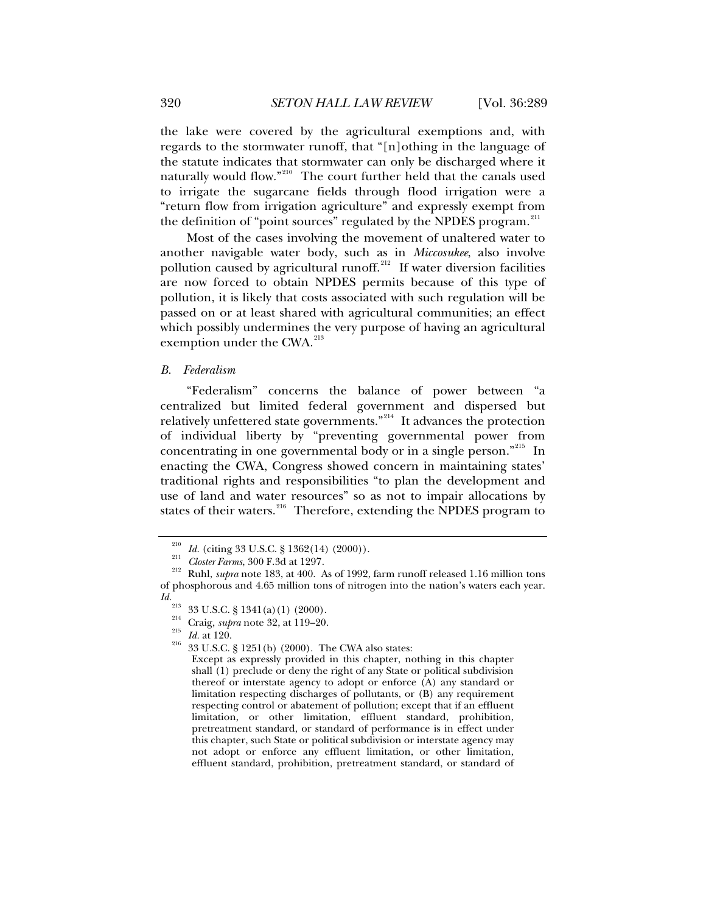the lake were covered by the agricultural exemptions and, with regards to the stormwater runoff, that "[n]othing in the language of the statute indicates that stormwater can only be discharged where it naturally would flow."[210] The court further held that the canals used to irrigate the sugarcane fields through flood irrigation were a "return flow from irrigation agriculture" and expressly exempt from the definition of "point sources" regulated by the NPDES program.[211]

Most of the cases involving the movement of unaltered water to another navigable water body, such as in *Miccosukee*, also involve pollution caused by agricultural runoff.[212] If water diversion facilities are now forced to obtain NPDES permits because of this type of pollution, it is likely that costs associated with such regulation will be passed on or at least shared with agricultural communities; an effect which possibly undermines the very purpose of having an agricultural exemption under the CWA.[213]

### *B. Federalism*

"Federalism" concerns the balance of power between "a centralized but limited federal government and dispersed but relatively unfettered state governments."[214] It advances the protection of individual liberty by "preventing governmental power from concentrating in one governmental body or in a single person."[215] In enacting the CWA, Congress showed concern in maintaining states' traditional rights and responsibilities "to plan the development and use of land and water resources" so as not to impair allocations by states of their waters.[216] Therefore, extending the NPDES program to

---

[210] *Id.* (citing 33 U.S.C. § 1362(14) (2000)).

[211] *Closter Farms*, 300 F.3d at 1297.

[212] Ruhl, *supra* note 183, at 400. As of 1992, farm runoff released 1.16 million tons of phosphorous and 4.65 million tons of nitrogen into the nation's waters each year. *Id.*

[213] 33 U.S.C. § 1341(a)(1) (2000).

[214] Craig, *supra* note 32, at 119–20.

[215] *Id.* at 120.

[216] 33 U.S.C. § 1251(b) (2000). The CWA also states:

> Except as expressly provided in this chapter, nothing in this chapter shall (1) preclude or deny the right of any State or political subdivision thereof or interstate agency to adopt or enforce (A) any standard or limitation respecting discharges of pollutants, or (B) any requirement respecting control or abatement of pollution; except that if an effluent limitation, or other limitation, effluent standard, prohibition, pretreatment standard, or standard of performance is in effect under this chapter, such State or political subdivision or interstate agency may not adopt or enforce any effluent limitation, or other limitation, effluent standard, prohibition, pretreatment standard, or standard of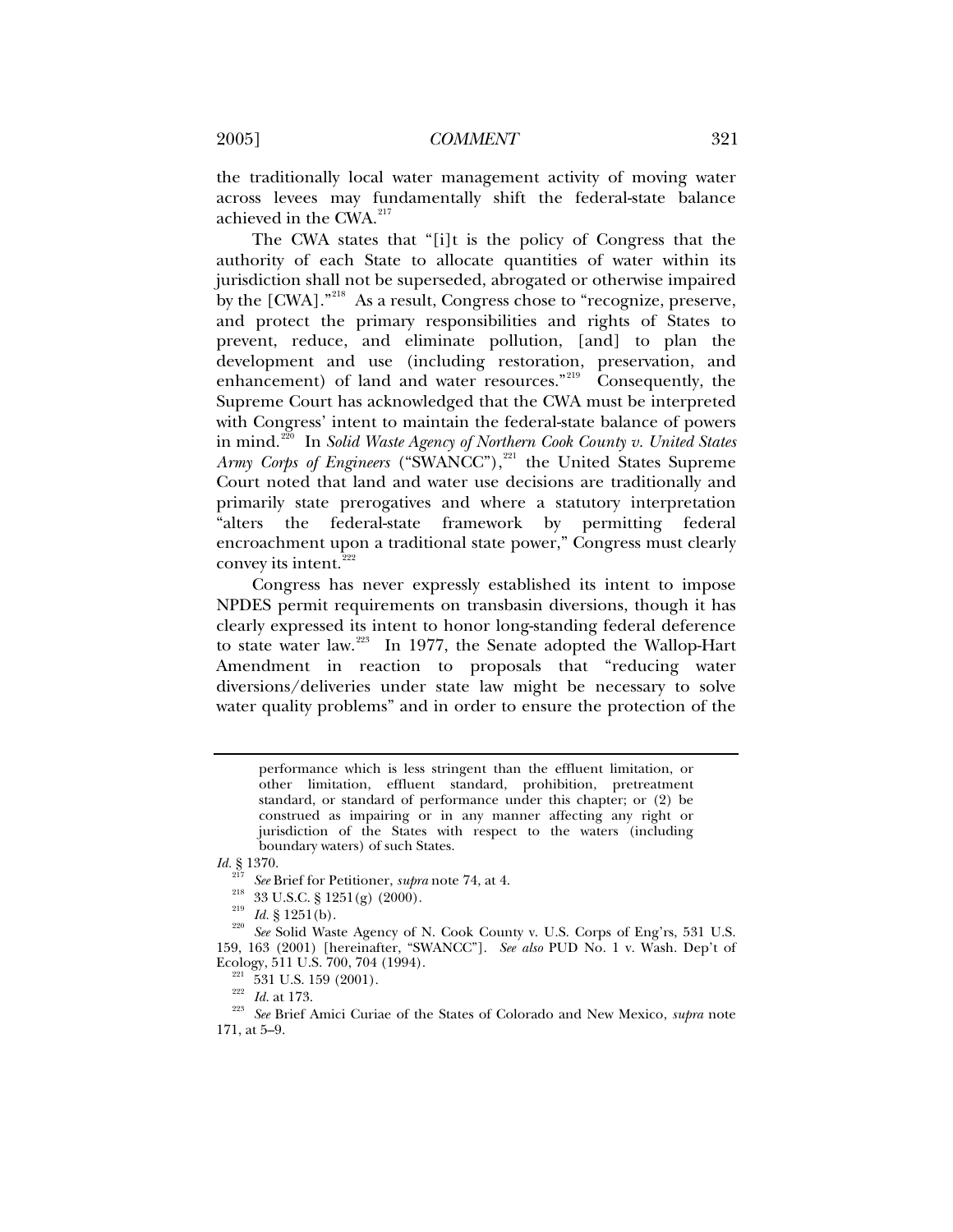the traditionally local water management activity of moving water across levees may fundamentally shift the federal-state balance achieved in the CWA.[217]

The CWA states that "[i]t is the policy of Congress that the authority of each State to allocate quantities of water within its jurisdiction shall not be superseded, abrogated or otherwise impaired by the [CWA]."[218] As a result, Congress chose to "recognize, preserve, and protect the primary responsibilities and rights of States to prevent, reduce, and eliminate pollution, [and] to plan the development and use (including restoration, preservation, and enhancement) of land and water resources."[219] Consequently, the Supreme Court has acknowledged that the CWA must be interpreted with Congress' intent to maintain the federal-state balance of powers in mind.[220] In *Solid Waste Agency of Northern Cook County v. United States Army Corps of Engineers* ("SWANCC"),[221] the United States Supreme Court noted that land and water use decisions are traditionally and primarily state prerogatives and where a statutory interpretation "alters the federal-state framework by permitting federal encroachment upon a traditional state power," Congress must clearly convey its intent.[222]

Congress has never expressly established its intent to impose NPDES permit requirements on transbasin diversions, though it has clearly expressed its intent to honor long-standing federal deference to state water law.[223] In 1977, the Senate adopted the Wallop-Hart Amendment in reaction to proposals that "reducing water diversions/deliveries under state law might be necessary to solve water quality problems" and in order to ensure the protection of the

---

> performance which is less stringent than the effluent limitation, or other limitation, effluent standard, prohibition, pretreatment standard, or standard of performance under this chapter; or (2) be construed as impairing or in any manner affecting any right or jurisdiction of the States with respect to the waters (including boundary waters) of such States.

*Id.* § 1370.

[217] *See* Brief for Petitioner, *supra* note 74, at 4.

[218] 33 U.S.C. § 1251(g) (2000).

[219] *Id.* § 1251(b).

[220] *See* Solid Waste Agency of N. Cook County v. U.S. Corps of Eng'rs, 531 U.S. 159, 163 (2001) [hereinafter, "SWANCC"]. *See also* PUD No. 1 v. Wash. Dep't of Ecology, 511 U.S. 700, 704 (1994).

[221] 531 U.S. 159 (2001).

[222] *Id.* at 173.

[223] *See* Brief Amici Curiae of the States of Colorado and New Mexico, *supra* note 171, at 5–9.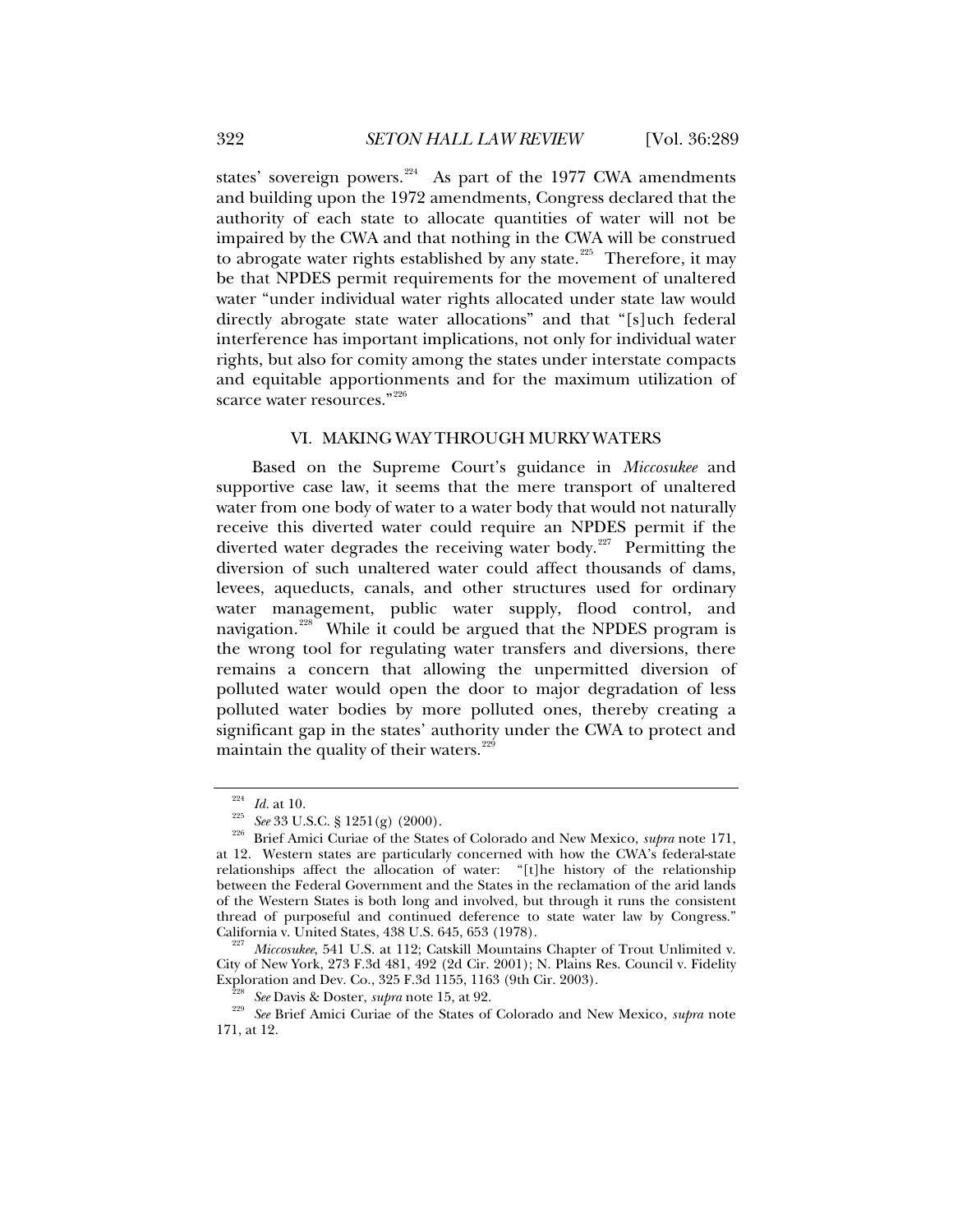states' sovereign powers.[224] As part of the 1977 CWA amendments and building upon the 1972 amendments, Congress declared that the authority of each state to allocate quantities of water will not be impaired by the CWA and that nothing in the CWA will be construed to abrogate water rights established by any state.[225] Therefore, it may be that NPDES permit requirements for the movement of unaltered water "under individual water rights allocated under state law would directly abrogate state water allocations" and that "[s]uch federal interference has important implications, not only for individual water rights, but also for comity among the states under interstate compacts and equitable apportionments and for the maximum utilization of scarce water resources."[226]

## VI. MAKING WAY THROUGH MURKY WATERS

Based on the Supreme Court's guidance in *Miccosukee* and supportive case law, it seems that the mere transport of unaltered water from one body of water to a water body that would not naturally receive this diverted water could require an NPDES permit if the diverted water degrades the receiving water body.[227] Permitting the diversion of such unaltered water could affect thousands of dams, levees, aqueducts, canals, and other structures used for ordinary water management, public water supply, flood control, and navigation.[228] While it could be argued that the NPDES program is the wrong tool for regulating water transfers and diversions, there remains a concern that allowing the unpermitted diversion of polluted water would open the door to major degradation of less polluted water bodies by more polluted ones, thereby creating a significant gap in the states' authority under the CWA to protect and maintain the quality of their waters.[229]

---

[224] *Id.* at 10.

[225] *See* 33 U.S.C. § 1251(g) (2000).

[226] Brief Amici Curiae of the States of Colorado and New Mexico, *supra* note 171, at 12. Western states are particularly concerned with how the CWA's federal-state relationships affect the allocation of water: "[t]he history of the relationship between the Federal Government and the States in the reclamation of the arid lands of the Western States is both long and involved, but through it runs the consistent thread of purposeful and continued deference to state water law by Congress." California v. United States, 438 U.S. 645, 653 (1978).

[227] *Miccosukee*, 541 U.S. at 112; Catskill Mountains Chapter of Trout Unlimited v. City of New York, 273 F.3d 481, 492 (2d Cir. 2001); N. Plains Res. Council v. Fidelity Exploration and Dev. Co., 325 F.3d 1155, 1163 (9th Cir. 2003).

[228] *See* Davis & Doster, *supra* note 15, at 92.

[229] *See* Brief Amici Curiae of the States of Colorado and New Mexico, *supra* note 171, at 12.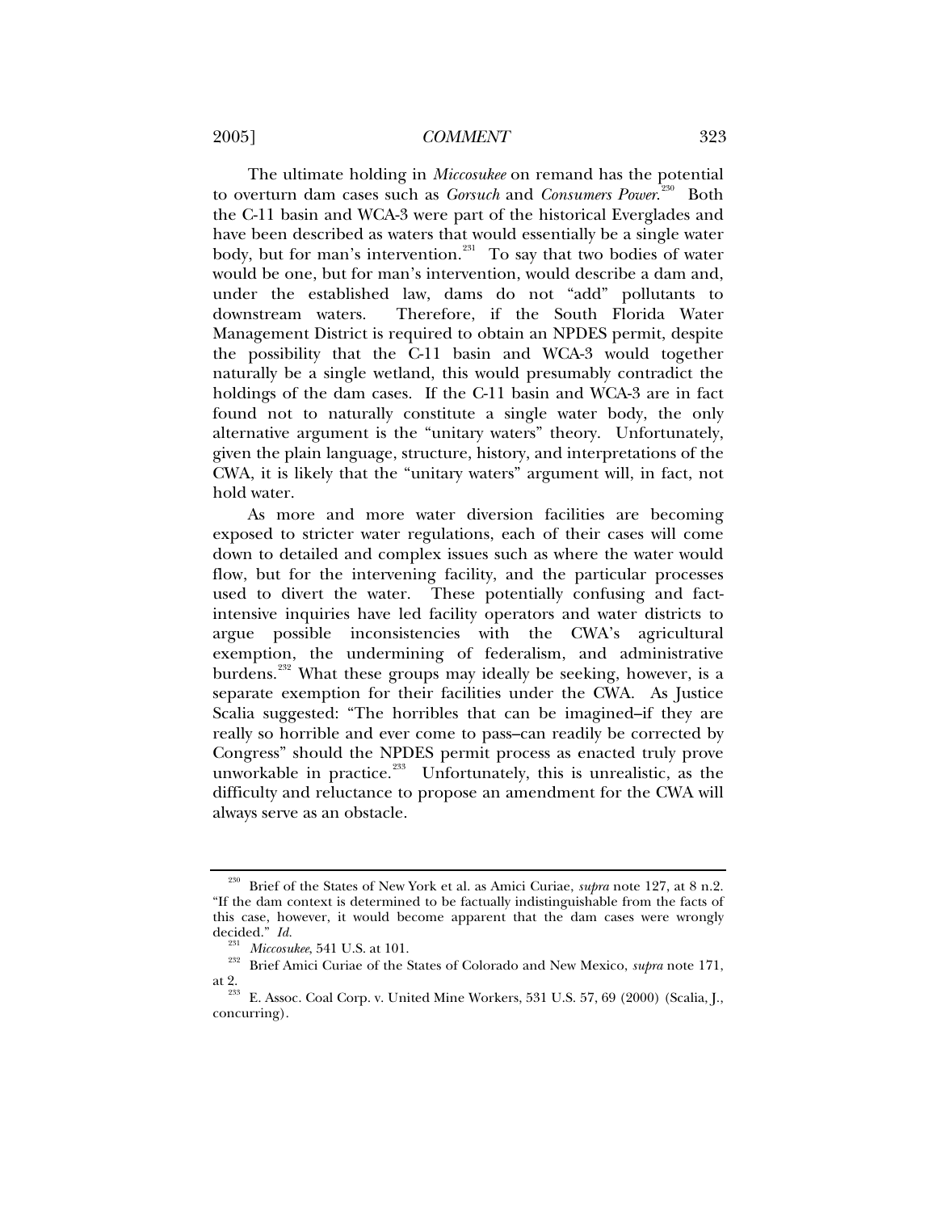The ultimate holding in *Miccosukee* on remand has the potential to overturn dam cases such as *Gorsuch* and *Consumers Power*.[230] Both the C-11 basin and WCA-3 were part of the historical Everglades and have been described as waters that would essentially be a single water body, but for man's intervention.[231] To say that two bodies of water would be one, but for man's intervention, would describe a dam and, under the established law, dams do not "add" pollutants to downstream waters. Therefore, if the South Florida Water Management District is required to obtain an NPDES permit, despite the possibility that the C-11 basin and WCA-3 would together naturally be a single wetland, this would presumably contradict the holdings of the dam cases. If the C-11 basin and WCA-3 are in fact found not to naturally constitute a single water body, the only alternative argument is the "unitary waters" theory. Unfortunately, given the plain language, structure, history, and interpretations of the CWA, it is likely that the "unitary waters" argument will, in fact, not hold water.

As more and more water diversion facilities are becoming exposed to stricter water regulations, each of their cases will come down to detailed and complex issues such as where the water would flow, but for the intervening facility, and the particular processes used to divert the water. These potentially confusing and fact-intensive inquiries have led facility operators and water districts to argue possible inconsistencies with the CWA's agricultural exemption, the undermining of federalism, and administrative burdens.[232] What these groups may ideally be seeking, however, is a separate exemption for their facilities under the CWA. As Justice Scalia suggested: "The horribles that can be imagined–if they are really so horrible and ever come to pass–can readily be corrected by Congress" should the NPDES permit process as enacted truly prove unworkable in practice.[233] Unfortunately, this is unrealistic, as the difficulty and reluctance to propose an amendment for the CWA will always serve as an obstacle.

---

[230] Brief of the States of New York et al. as Amici Curiae, *supra* note 127, at 8 n.2. "If the dam context is determined to be factually indistinguishable from the facts of this case, however, it would become apparent that the dam cases were wrongly decided." *Id.*

[231] *Miccosukee*, 541 U.S. at 101.

[232] Brief Amici Curiae of the States of Colorado and New Mexico, *supra* note 171, at 2.

[233] E. Assoc. Coal Corp. v. United Mine Workers, 531 U.S. 57, 69 (2000) (Scalia, J., concurring).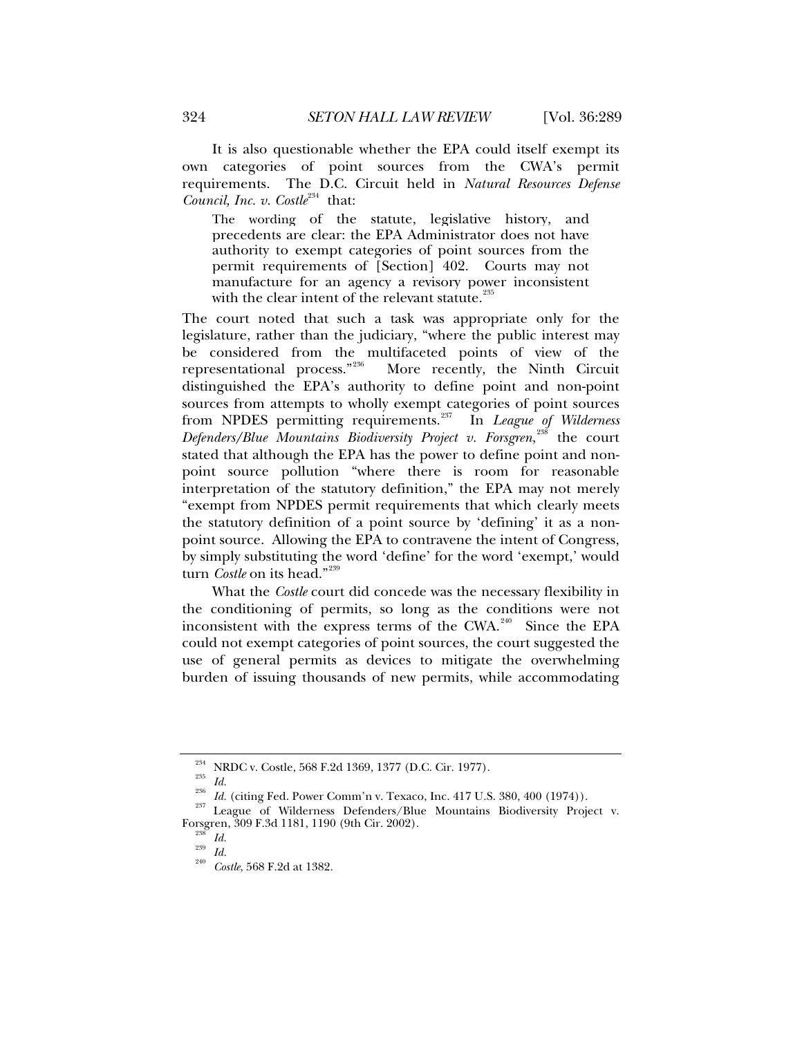It is also questionable whether the EPA could itself exempt its own categories of point sources from the CWA's permit requirements. The D.C. Circuit held in *Natural Resources Defense Council, Inc. v. Costle*[234] that:

> The wording of the statute, legislative history, and precedents are clear: the EPA Administrator does not have authority to exempt categories of point sources from the permit requirements of [Section] 402. Courts may not manufacture for an agency a revisory power inconsistent with the clear intent of the relevant statute.[235]

The court noted that such a task was appropriate only for the legislature, rather than the judiciary, "where the public interest may be considered from the multifaceted points of view of the representational process."[236] More recently, the Ninth Circuit distinguished the EPA's authority to define point and non-point sources from attempts to wholly exempt categories of point sources from NPDES permitting requirements.[237] In *League of Wilderness Defenders/Blue Mountains Biodiversity Project v. Forsgren*,[238] the court stated that although the EPA has the power to define point and non-point source pollution "where there is room for reasonable interpretation of the statutory definition," the EPA may not merely "exempt from NPDES permit requirements that which clearly meets the statutory definition of a point source by 'defining' it as a non-point source. Allowing the EPA to contravene the intent of Congress, by simply substituting the word 'define' for the word 'exempt,' would turn *Costle* on its head."[239]

What the *Costle* court did concede was the necessary flexibility in the conditioning of permits, so long as the conditions were not inconsistent with the express terms of the CWA.[240] Since the EPA could not exempt categories of point sources, the court suggested the use of general permits as devices to mitigate the overwhelming burden of issuing thousands of new permits, while accommodating

---

[234] NRDC v. Costle, 568 F.2d 1369, 1377 (D.C. Cir. 1977).

[235] *Id.*

[236] *Id.* (citing Fed. Power Comm'n v. Texaco, Inc. 417 U.S. 380, 400 (1974)).

[237] League of Wilderness Defenders/Blue Mountains Biodiversity Project v. Forsgren, 309 F.3d 1181, 1190 (9th Cir. 2002).

[238] *Id.*

[239] *Id.*

[240] *Costle*, 568 F.2d at 1382.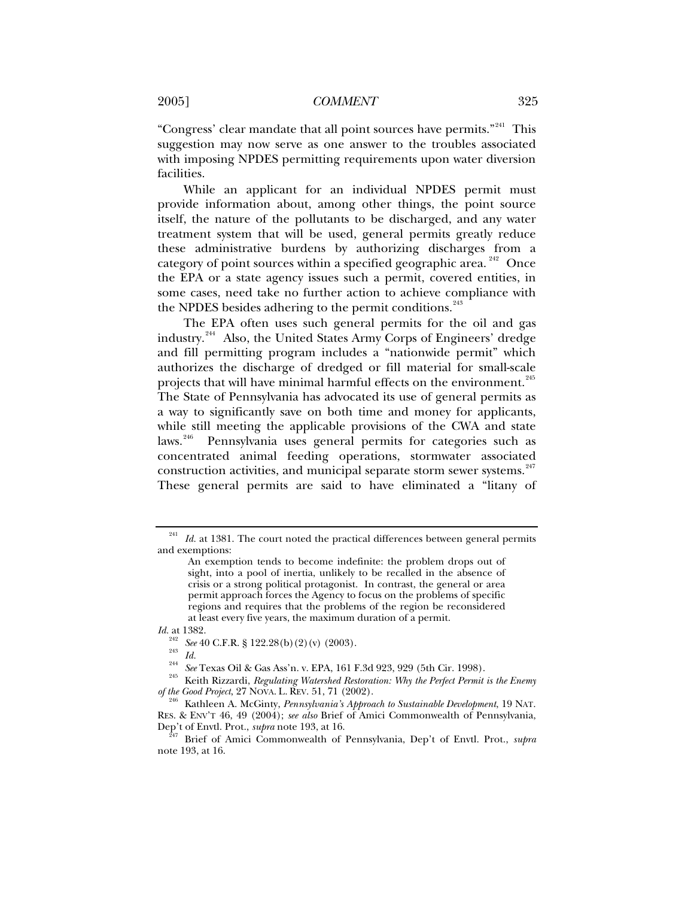"Congress' clear mandate that all point sources have permits."[241] This suggestion may now serve as one answer to the troubles associated with imposing NPDES permitting requirements upon water diversion facilities.

While an applicant for an individual NPDES permit must provide information about, among other things, the point source itself, the nature of the pollutants to be discharged, and any water treatment system that will be used, general permits greatly reduce these administrative burdens by authorizing discharges from a category of point sources within a specified geographic area.[242] Once the EPA or a state agency issues such a permit, covered entities, in some cases, need take no further action to achieve compliance with the NPDES besides adhering to the permit conditions.[243]

The EPA often uses such general permits for the oil and gas industry.[244] Also, the United States Army Corps of Engineers' dredge and fill permitting program includes a "nationwide permit" which authorizes the discharge of dredged or fill material for small-scale projects that will have minimal harmful effects on the environment.[245] The State of Pennsylvania has advocated its use of general permits as a way to significantly save on both time and money for applicants, while still meeting the applicable provisions of the CWA and state laws.[246] Pennsylvania uses general permits for categories such as concentrated animal feeding operations, stormwater associated construction activities, and municipal separate storm sewer systems.[247] These general permits are said to have eliminated a "litany of

---

[241] *Id.* at 1381. The court noted the practical differences between general permits and exemptions:

> An exemption tends to become indefinite: the problem drops out of sight, into a pool of inertia, unlikely to be recalled in the absence of crisis or a strong political protagonist. In contrast, the general or area permit approach forces the Agency to focus on the problems of specific regions and requires that the problems of the region be reconsidered at least every five years, the maximum duration of a permit.

*Id.* at 1382.

[242] *See* 40 C.F.R. § 122.28(b)(2)(v) (2003).

[243] *Id.*

[244] *See* Texas Oil & Gas Ass'n. v. EPA, 161 F.3d 923, 929 (5th Cir. 1998).

[245] Keith Rizzardi, *Regulating Watershed Restoration: Why the Perfect Permit is the Enemy of the Good Project*, 27 NOVA. L. REV. 51, 71 (2002).

[246] Kathleen A. McGinty, *Pennsylvania's Approach to Sustainable Development*, 19 NAT. RES. & ENV'T 46, 49 (2004); *see also* Brief of Amici Commonwealth of Pennsylvania, Dep't of Envtl. Prot., *supra* note 193, at 16.

[247] Brief of Amici Commonwealth of Pennsylvania, Dep't of Envtl. Prot., *supra* note 193, at 16.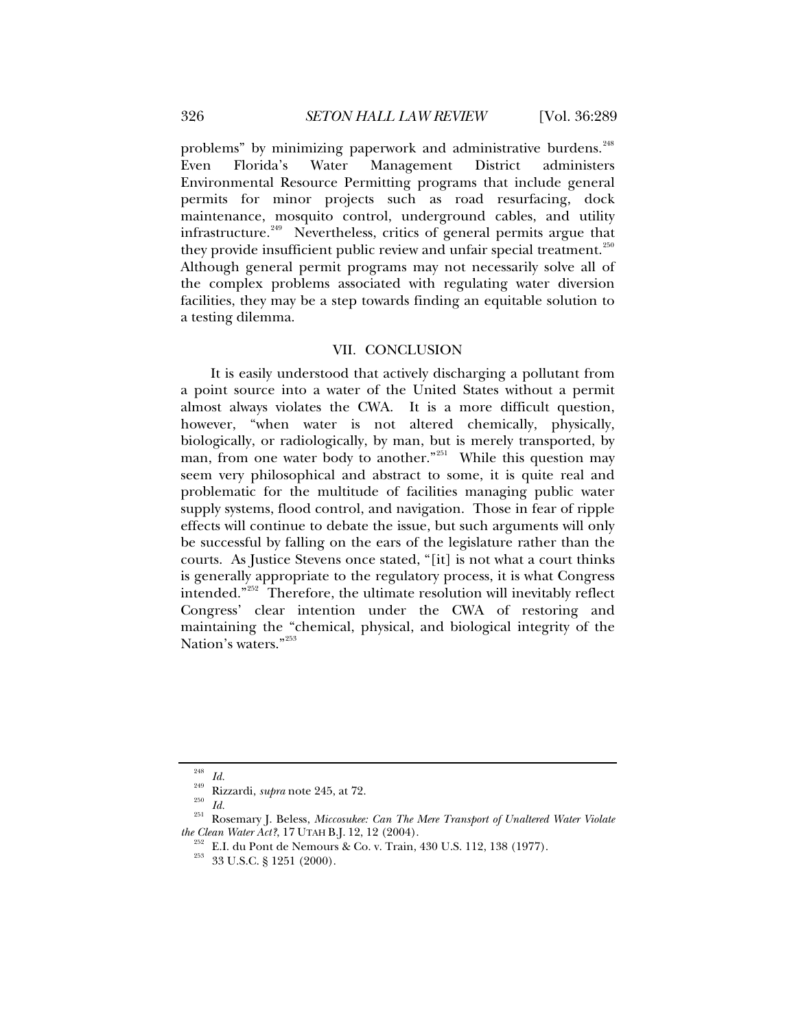problems" by minimizing paperwork and administrative burdens.[248] Even Florida's Water Management District administers Environmental Resource Permitting programs that include general permits for minor projects such as road resurfacing, dock maintenance, mosquito control, underground cables, and utility infrastructure.[249] Nevertheless, critics of general permits argue that they provide insufficient public review and unfair special treatment.[250] Although general permit programs may not necessarily solve all of the complex problems associated with regulating water diversion facilities, they may be a step towards finding an equitable solution to a testing dilemma.

## VII. CONCLUSION

It is easily understood that actively discharging a pollutant from a point source into a water of the United States without a permit almost always violates the CWA. It is a more difficult question, however, "when water is not altered chemically, physically, biologically, or radiologically, by man, but is merely transported, by man, from one water body to another."[251] While this question may seem very philosophical and abstract to some, it is quite real and problematic for the multitude of facilities managing public water supply systems, flood control, and navigation. Those in fear of ripple effects will continue to debate the issue, but such arguments will only be successful by falling on the ears of the legislature rather than the courts. As Justice Stevens once stated, "[it] is not what a court thinks is generally appropriate to the regulatory process, it is what Congress intended."[252] Therefore, the ultimate resolution will inevitably reflect Congress' clear intention under the CWA of restoring and maintaining the "chemical, physical, and biological integrity of the Nation's waters."[253]

---

[248] *Id.*

[249] Rizzardi, *supra* note 245, at 72.

[250] *Id.*

[251] Rosemary J. Beless, *Miccosukee: Can The Mere Transport of Unaltered Water Violate the Clean Water Act?*, 17 UTAH B.J. 12, 12 (2004).

[252] E.I. du Pont de Nemours & Co. v. Train, 430 U.S. 112, 138 (1977).

[253] 33 U.S.C. § 1251 (2000).